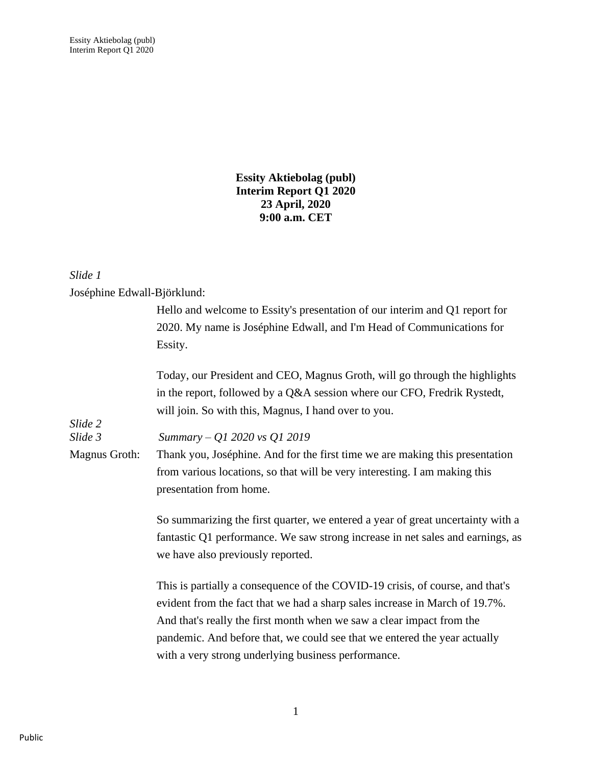# Essity Aktiebolag (publ)
# Interim Report Q1 2020
# 23 April, 2020
# 9:00 a.m. CET

*Slide 1*

Joséphine Edwall-Björklund:

Hello and welcome to Essity's presentation of our interim and Q1 report for 2020. My name is Joséphine Edwall, and I'm Head of Communications for Essity.

Today, our President and CEO, Magnus Groth, will go through the highlights in the report, followed by a Q&A session where our CFO, Fredrik Rystedt, will join. So with this, Magnus, I hand over to you.

*Slide 2*

*Slide 3* *Summary – Q1 2020 vs Q1 2019*

Magnus Groth: Thank you, Joséphine. And for the first time we are making this presentation from various locations, so that will be very interesting. I am making this presentation from home.

So summarizing the first quarter, we entered a year of great uncertainty with a fantastic Q1 performance. We saw strong increase in net sales and earnings, as we have also previously reported.

This is partially a consequence of the COVID-19 crisis, of course, and that's evident from the fact that we had a sharp sales increase in March of 19.7%. And that's really the first month when we saw a clear impact from the pandemic. And before that, we could see that we entered the year actually with a very strong underlying business performance.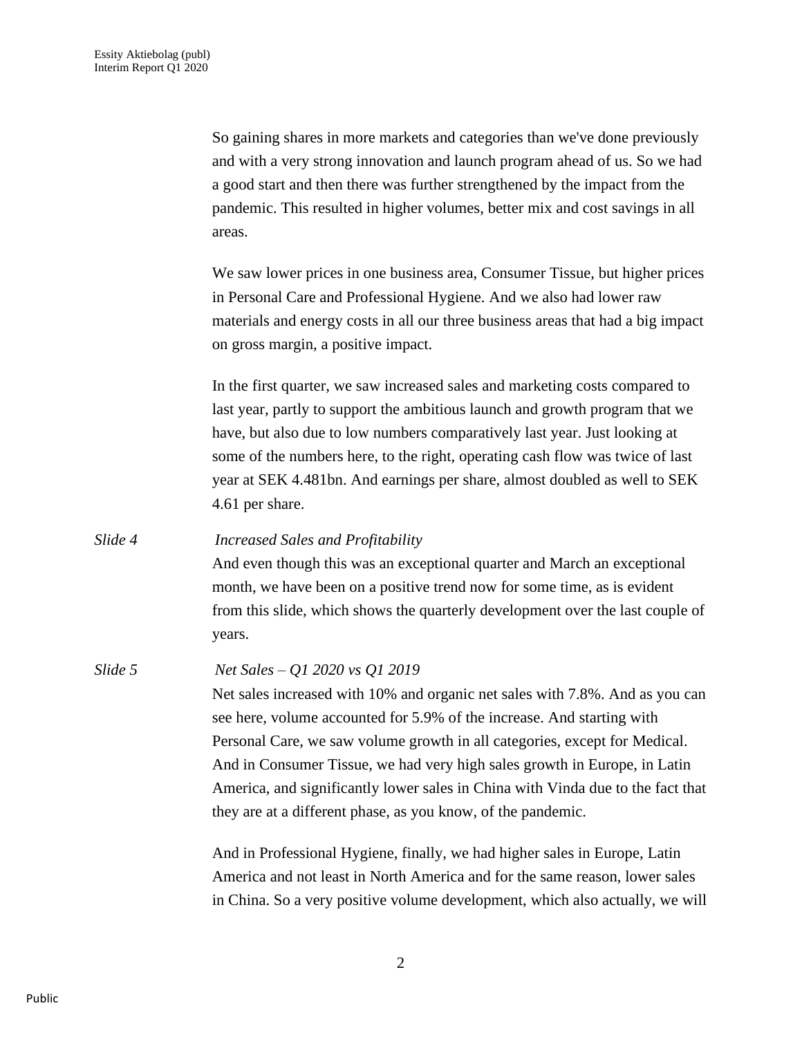So gaining shares in more markets and categories than we've done previously and with a very strong innovation and launch program ahead of us. So we had a good start and then there was further strengthened by the impact from the pandemic. This resulted in higher volumes, better mix and cost savings in all areas.

We saw lower prices in one business area, Consumer Tissue, but higher prices in Personal Care and Professional Hygiene. And we also had lower raw materials and energy costs in all our three business areas that had a big impact on gross margin, a positive impact.

In the first quarter, we saw increased sales and marketing costs compared to last year, partly to support the ambitious launch and growth program that we have, but also due to low numbers comparatively last year. Just looking at some of the numbers here, to the right, operating cash flow was twice of last year at SEK 4.481bn. And earnings per share, almost doubled as well to SEK 4.61 per share.

*Slide 4* *Increased Sales and Profitability*

And even though this was an exceptional quarter and March an exceptional month, we have been on a positive trend now for some time, as is evident from this slide, which shows the quarterly development over the last couple of years.

*Slide 5* *Net Sales – Q1 2020 vs Q1 2019*

Net sales increased with 10% and organic net sales with 7.8%. And as you can see here, volume accounted for 5.9% of the increase. And starting with Personal Care, we saw volume growth in all categories, except for Medical. And in Consumer Tissue, we had very high sales growth in Europe, in Latin America, and significantly lower sales in China with Vinda due to the fact that they are at a different phase, as you know, of the pandemic.

And in Professional Hygiene, finally, we had higher sales in Europe, Latin America and not least in North America and for the same reason, lower sales in China. So a very positive volume development, which also actually, we will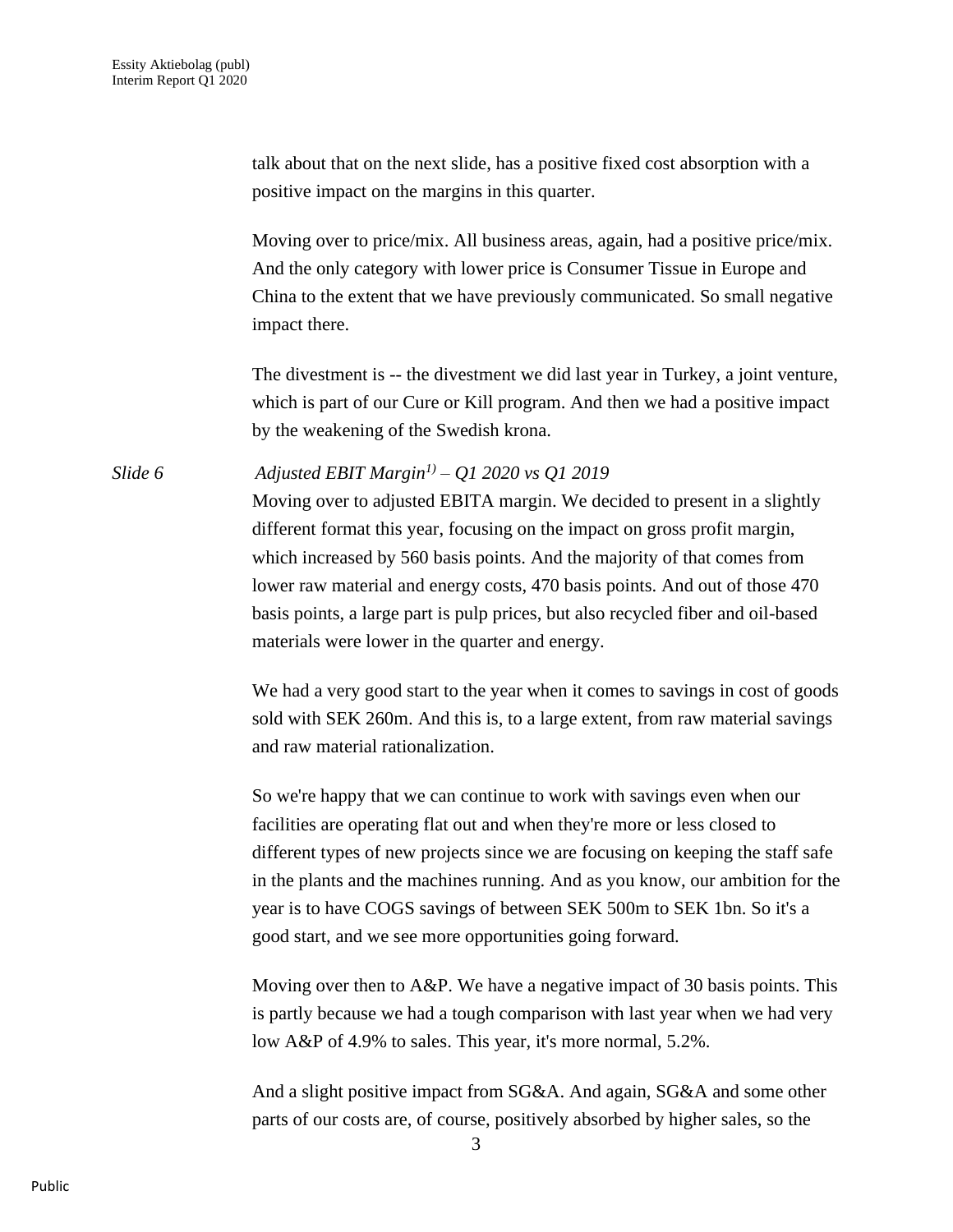talk about that on the next slide, has a positive fixed cost absorption with a positive impact on the margins in this quarter.

Moving over to price/mix. All business areas, again, had a positive price/mix. And the only category with lower price is Consumer Tissue in Europe and China to the extent that we have previously communicated. So small negative impact there.

The divestment is -- the divestment we did last year in Turkey, a joint venture, which is part of our Cure or Kill program. And then we had a positive impact by the weakening of the Swedish krona.

*Slide 6* *Adjusted EBIT Margin[1)] – Q1 2020 vs Q1 2019*

Moving over to adjusted EBITA margin. We decided to present in a slightly different format this year, focusing on the impact on gross profit margin, which increased by 560 basis points. And the majority of that comes from lower raw material and energy costs, 470 basis points. And out of those 470 basis points, a large part is pulp prices, but also recycled fiber and oil-based materials were lower in the quarter and energy.

We had a very good start to the year when it comes to savings in cost of goods sold with SEK 260m. And this is, to a large extent, from raw material savings and raw material rationalization.

So we're happy that we can continue to work with savings even when our facilities are operating flat out and when they're more or less closed to different types of new projects since we are focusing on keeping the staff safe in the plants and the machines running. And as you know, our ambition for the year is to have COGS savings of between SEK 500m to SEK 1bn. So it's a good start, and we see more opportunities going forward.

Moving over then to A&P. We have a negative impact of 30 basis points. This is partly because we had a tough comparison with last year when we had very low A&P of 4.9% to sales. This year, it's more normal, 5.2%.

And a slight positive impact from SG&A. And again, SG&A and some other parts of our costs are, of course, positively absorbed by higher sales, so the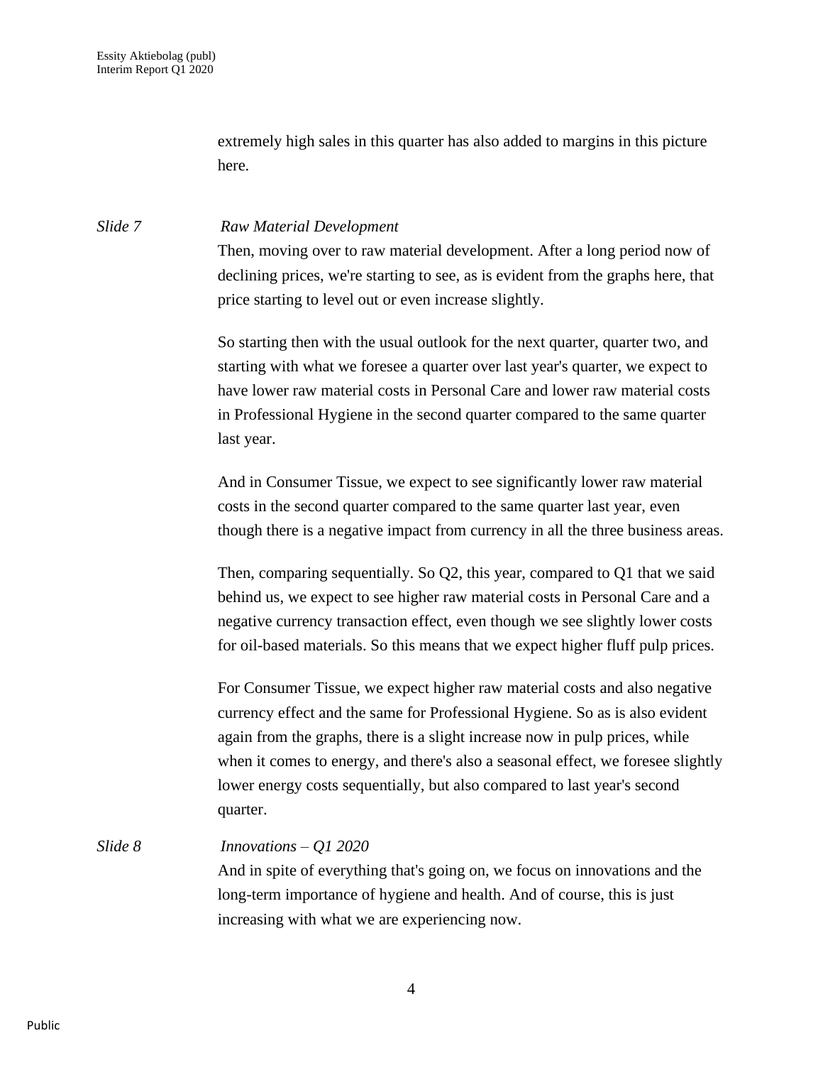extremely high sales in this quarter has also added to margins in this picture here.

*Slide 7* *Raw Material Development*

Then, moving over to raw material development. After a long period now of declining prices, we're starting to see, as is evident from the graphs here, that price starting to level out or even increase slightly.

So starting then with the usual outlook for the next quarter, quarter two, and starting with what we foresee a quarter over last year's quarter, we expect to have lower raw material costs in Personal Care and lower raw material costs in Professional Hygiene in the second quarter compared to the same quarter last year.

And in Consumer Tissue, we expect to see significantly lower raw material costs in the second quarter compared to the same quarter last year, even though there is a negative impact from currency in all the three business areas.

Then, comparing sequentially. So Q2, this year, compared to Q1 that we said behind us, we expect to see higher raw material costs in Personal Care and a negative currency transaction effect, even though we see slightly lower costs for oil-based materials. So this means that we expect higher fluff pulp prices.

For Consumer Tissue, we expect higher raw material costs and also negative currency effect and the same for Professional Hygiene. So as is also evident again from the graphs, there is a slight increase now in pulp prices, while when it comes to energy, and there's also a seasonal effect, we foresee slightly lower energy costs sequentially, but also compared to last year's second quarter.

*Slide 8* *Innovations – Q1 2020*

And in spite of everything that's going on, we focus on innovations and the long-term importance of hygiene and health. And of course, this is just increasing with what we are experiencing now.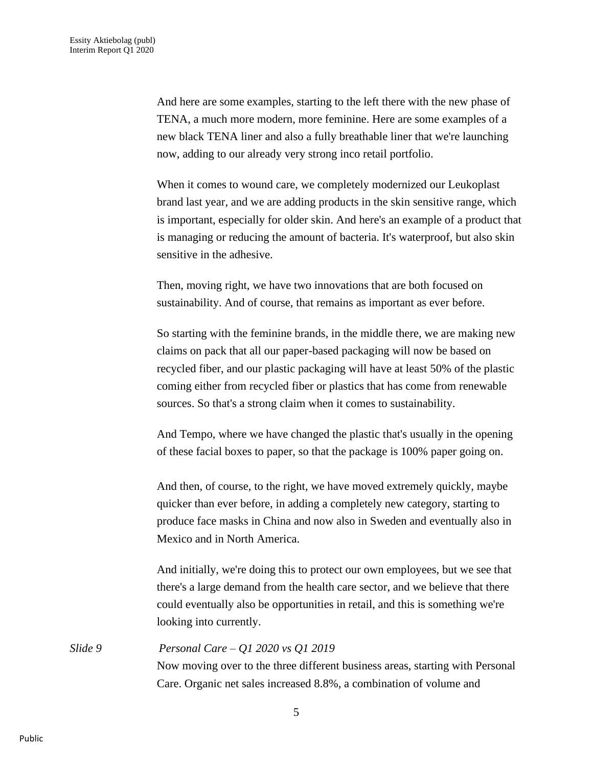And here are some examples, starting to the left there with the new phase of TENA, a much more modern, more feminine. Here are some examples of a new black TENA liner and also a fully breathable liner that we're launching now, adding to our already very strong inco retail portfolio.

When it comes to wound care, we completely modernized our Leukoplast brand last year, and we are adding products in the skin sensitive range, which is important, especially for older skin. And here's an example of a product that is managing or reducing the amount of bacteria. It's waterproof, but also skin sensitive in the adhesive.

Then, moving right, we have two innovations that are both focused on sustainability. And of course, that remains as important as ever before.

So starting with the feminine brands, in the middle there, we are making new claims on pack that all our paper-based packaging will now be based on recycled fiber, and our plastic packaging will have at least 50% of the plastic coming either from recycled fiber or plastics that has come from renewable sources. So that's a strong claim when it comes to sustainability.

And Tempo, where we have changed the plastic that's usually in the opening of these facial boxes to paper, so that the package is 100% paper going on.

And then, of course, to the right, we have moved extremely quickly, maybe quicker than ever before, in adding a completely new category, starting to produce face masks in China and now also in Sweden and eventually also in Mexico and in North America.

And initially, we're doing this to protect our own employees, but we see that there's a large demand from the health care sector, and we believe that there could eventually also be opportunities in retail, and this is something we're looking into currently.

*Slide 9* *Personal Care – Q1 2020 vs Q1 2019*

Now moving over to the three different business areas, starting with Personal Care. Organic net sales increased 8.8%, a combination of volume and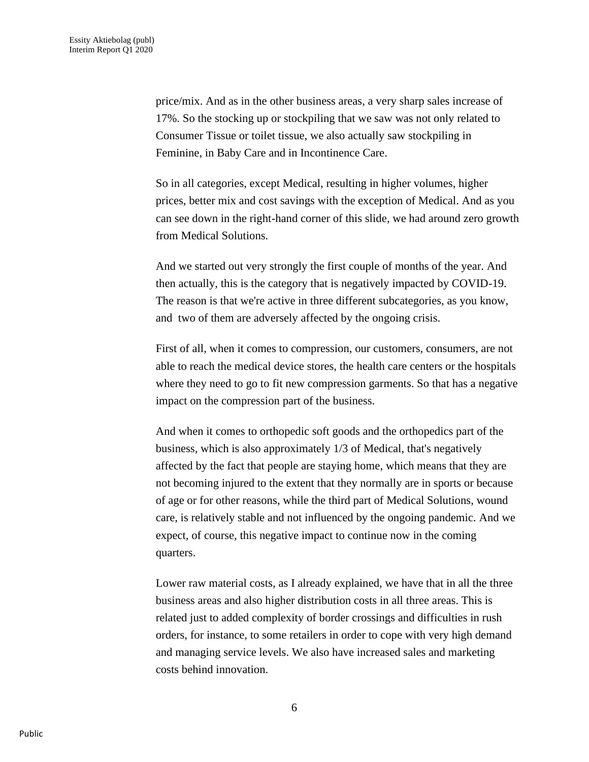price/mix. And as in the other business areas, a very sharp sales increase of 17%. So the stocking up or stockpiling that we saw was not only related to Consumer Tissue or toilet tissue, we also actually saw stockpiling in Feminine, in Baby Care and in Incontinence Care.

So in all categories, except Medical, resulting in higher volumes, higher prices, better mix and cost savings with the exception of Medical. And as you can see down in the right-hand corner of this slide, we had around zero growth from Medical Solutions.

And we started out very strongly the first couple of months of the year. And then actually, this is the category that is negatively impacted by COVID-19. The reason is that we're active in three different subcategories, as you know, and two of them are adversely affected by the ongoing crisis.

First of all, when it comes to compression, our customers, consumers, are not able to reach the medical device stores, the health care centers or the hospitals where they need to go to fit new compression garments. So that has a negative impact on the compression part of the business.

And when it comes to orthopedic soft goods and the orthopedics part of the business, which is also approximately 1/3 of Medical, that's negatively affected by the fact that people are staying home, which means that they are not becoming injured to the extent that they normally are in sports or because of age or for other reasons, while the third part of Medical Solutions, wound care, is relatively stable and not influenced by the ongoing pandemic. And we expect, of course, this negative impact to continue now in the coming quarters.

Lower raw material costs, as I already explained, we have that in all the three business areas and also higher distribution costs in all three areas. This is related just to added complexity of border crossings and difficulties in rush orders, for instance, to some retailers in order to cope with very high demand and managing service levels. We also have increased sales and marketing costs behind innovation.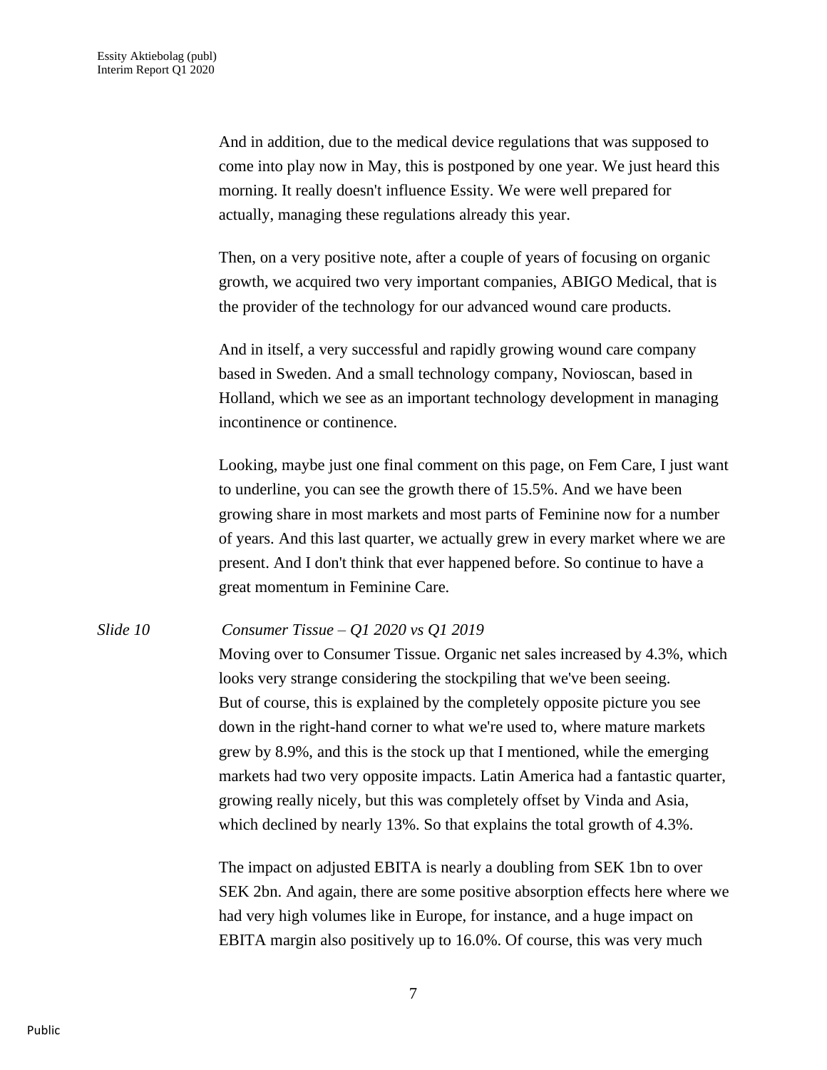And in addition, due to the medical device regulations that was supposed to come into play now in May, this is postponed by one year. We just heard this morning. It really doesn't influence Essity. We were well prepared for actually, managing these regulations already this year.

Then, on a very positive note, after a couple of years of focusing on organic growth, we acquired two very important companies, ABIGO Medical, that is the provider of the technology for our advanced wound care products.

And in itself, a very successful and rapidly growing wound care company based in Sweden. And a small technology company, Novioscan, based in Holland, which we see as an important technology development in managing incontinence or continence.

Looking, maybe just one final comment on this page, on Fem Care, I just want to underline, you can see the growth there of 15.5%. And we have been growing share in most markets and most parts of Feminine now for a number of years. And this last quarter, we actually grew in every market where we are present. And I don't think that ever happened before. So continue to have a great momentum in Feminine Care.

*Slide 10* *Consumer Tissue – Q1 2020 vs Q1 2019*

Moving over to Consumer Tissue. Organic net sales increased by 4.3%, which looks very strange considering the stockpiling that we've been seeing. But of course, this is explained by the completely opposite picture you see down in the right-hand corner to what we're used to, where mature markets grew by 8.9%, and this is the stock up that I mentioned, while the emerging markets had two very opposite impacts. Latin America had a fantastic quarter, growing really nicely, but this was completely offset by Vinda and Asia, which declined by nearly 13%. So that explains the total growth of 4.3%.

The impact on adjusted EBITA is nearly a doubling from SEK 1bn to over SEK 2bn. And again, there are some positive absorption effects here where we had very high volumes like in Europe, for instance, and a huge impact on EBITA margin also positively up to 16.0%. Of course, this was very much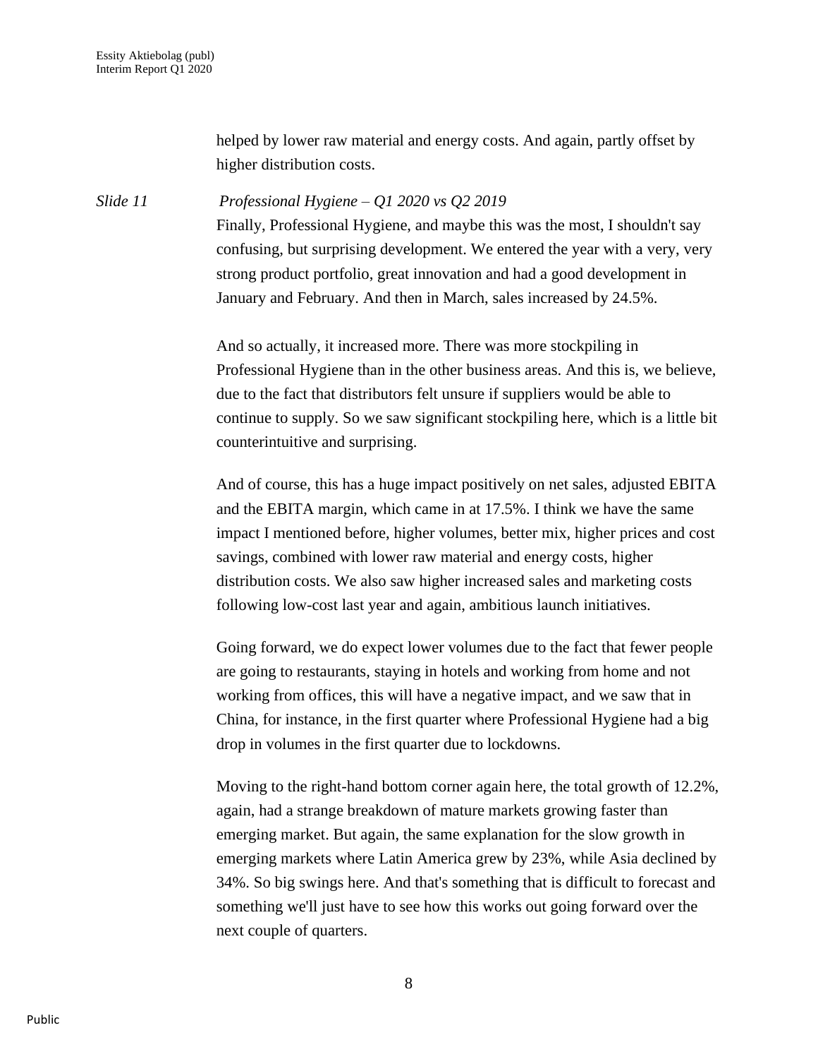helped by lower raw material and energy costs. And again, partly offset by higher distribution costs.

*Slide 11* *Professional Hygiene – Q1 2020 vs Q2 2019*

Finally, Professional Hygiene, and maybe this was the most, I shouldn't say confusing, but surprising development. We entered the year with a very, very strong product portfolio, great innovation and had a good development in January and February. And then in March, sales increased by 24.5%.

And so actually, it increased more. There was more stockpiling in Professional Hygiene than in the other business areas. And this is, we believe, due to the fact that distributors felt unsure if suppliers would be able to continue to supply. So we saw significant stockpiling here, which is a little bit counterintuitive and surprising.

And of course, this has a huge impact positively on net sales, adjusted EBITA and the EBITA margin, which came in at 17.5%. I think we have the same impact I mentioned before, higher volumes, better mix, higher prices and cost savings, combined with lower raw material and energy costs, higher distribution costs. We also saw higher increased sales and marketing costs following low-cost last year and again, ambitious launch initiatives.

Going forward, we do expect lower volumes due to the fact that fewer people are going to restaurants, staying in hotels and working from home and not working from offices, this will have a negative impact, and we saw that in China, for instance, in the first quarter where Professional Hygiene had a big drop in volumes in the first quarter due to lockdowns.

Moving to the right-hand bottom corner again here, the total growth of 12.2%, again, had a strange breakdown of mature markets growing faster than emerging market. But again, the same explanation for the slow growth in emerging markets where Latin America grew by 23%, while Asia declined by 34%. So big swings here. And that's something that is difficult to forecast and something we'll just have to see how this works out going forward over the next couple of quarters.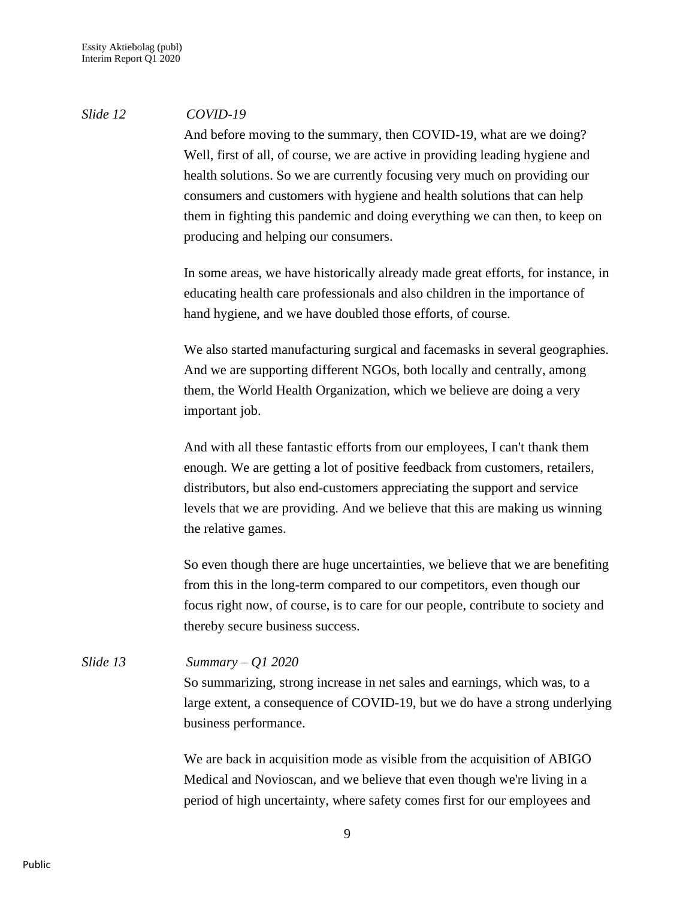*Slide 12* *COVID-19*

And before moving to the summary, then COVID-19, what are we doing? Well, first of all, of course, we are active in providing leading hygiene and health solutions. So we are currently focusing very much on providing our consumers and customers with hygiene and health solutions that can help them in fighting this pandemic and doing everything we can then, to keep on producing and helping our consumers.

In some areas, we have historically already made great efforts, for instance, in educating health care professionals and also children in the importance of hand hygiene, and we have doubled those efforts, of course.

We also started manufacturing surgical and facemasks in several geographies. And we are supporting different NGOs, both locally and centrally, among them, the World Health Organization, which we believe are doing a very important job.

And with all these fantastic efforts from our employees, I can't thank them enough. We are getting a lot of positive feedback from customers, retailers, distributors, but also end-customers appreciating the support and service levels that we are providing. And we believe that this are making us winning the relative games.

So even though there are huge uncertainties, we believe that we are benefiting from this in the long-term compared to our competitors, even though our focus right now, of course, is to care for our people, contribute to society and thereby secure business success.

*Slide 13* *Summary – Q1 2020*

So summarizing, strong increase in net sales and earnings, which was, to a large extent, a consequence of COVID-19, but we do have a strong underlying business performance.

We are back in acquisition mode as visible from the acquisition of ABIGO Medical and Novioscan, and we believe that even though we're living in a period of high uncertainty, where safety comes first for our employees and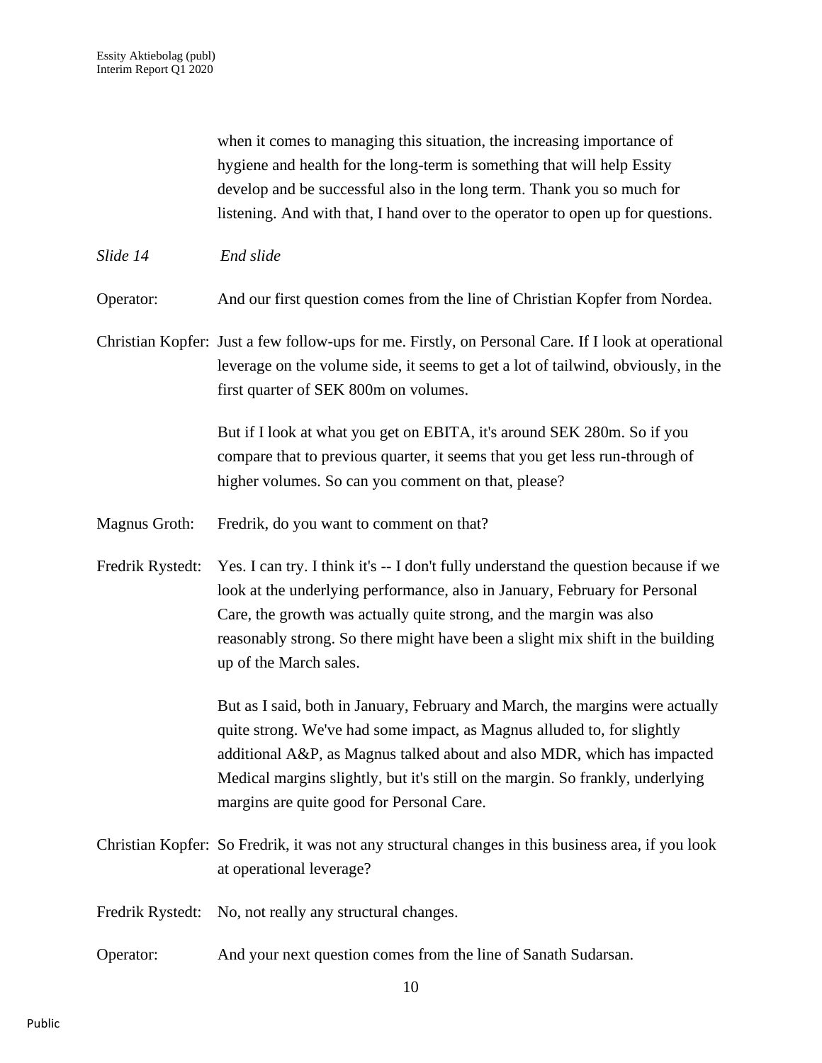when it comes to managing this situation, the increasing importance of hygiene and health for the long-term is something that will help Essity develop and be successful also in the long term. Thank you so much for listening. And with that, I hand over to the operator to open up for questions.

*Slide 14* *End slide*

Operator: And our first question comes from the line of Christian Kopfer from Nordea.

Christian Kopfer: Just a few follow-ups for me. Firstly, on Personal Care. If I look at operational leverage on the volume side, it seems to get a lot of tailwind, obviously, in the first quarter of SEK 800m on volumes.

But if I look at what you get on EBITA, it's around SEK 280m. So if you compare that to previous quarter, it seems that you get less run-through of higher volumes. So can you comment on that, please?

Magnus Groth: Fredrik, do you want to comment on that?

Fredrik Rystedt: Yes. I can try. I think it's -- I don't fully understand the question because if we look at the underlying performance, also in January, February for Personal Care, the growth was actually quite strong, and the margin was also reasonably strong. So there might have been a slight mix shift in the building up of the March sales.

But as I said, both in January, February and March, the margins were actually quite strong. We've had some impact, as Magnus alluded to, for slightly additional A&P, as Magnus talked about and also MDR, which has impacted Medical margins slightly, but it's still on the margin. So frankly, underlying margins are quite good for Personal Care.

Christian Kopfer: So Fredrik, it was not any structural changes in this business area, if you look at operational leverage?

Fredrik Rystedt: No, not really any structural changes.

Operator: And your next question comes from the line of Sanath Sudarsan.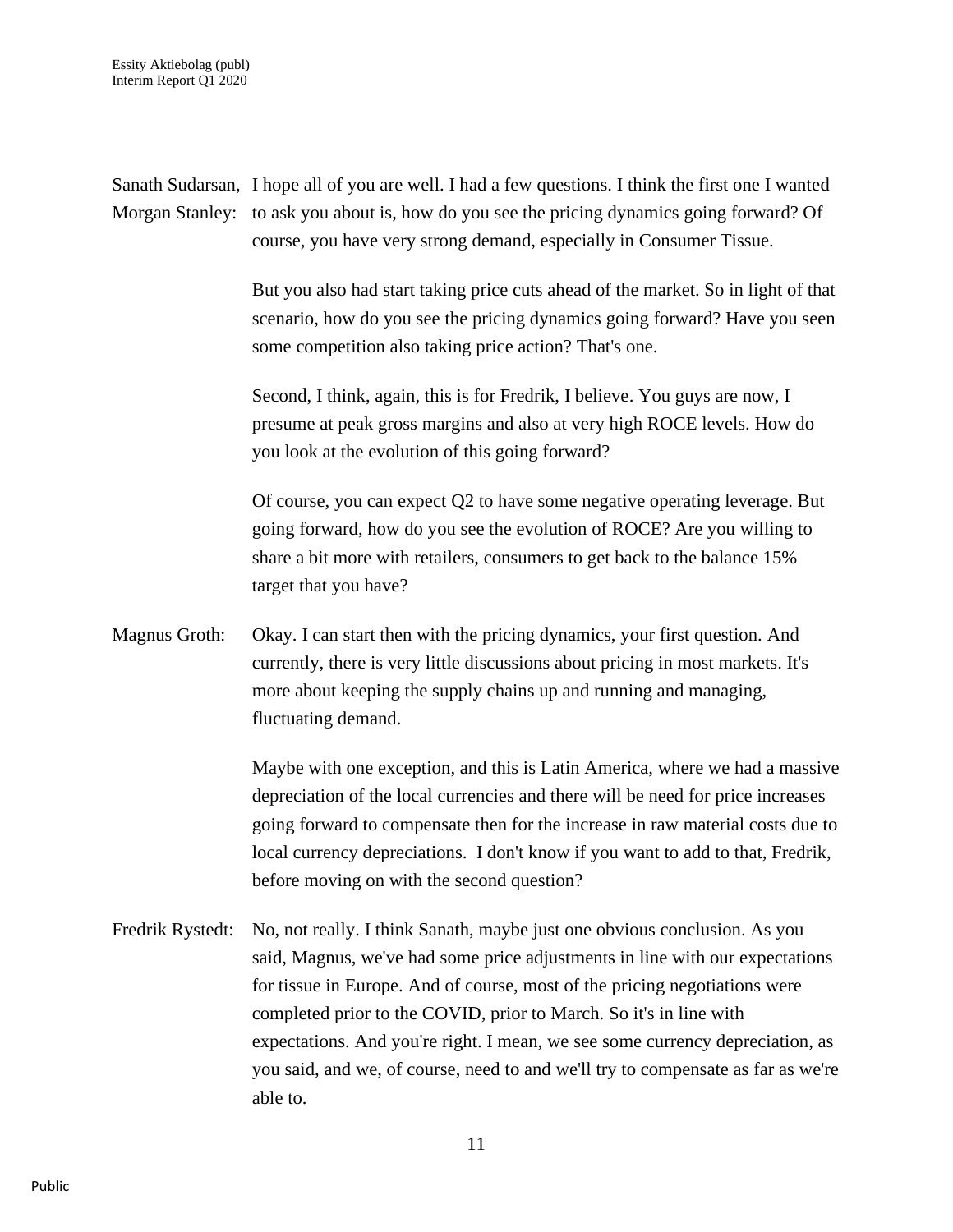**Sanath Sudarsan, Morgan Stanley:** I hope all of you are well. I had a few questions. I think the first one I wanted to ask you about is, how do you see the pricing dynamics going forward? Of course, you have very strong demand, especially in Consumer Tissue.

But you also had start taking price cuts ahead of the market. So in light of that scenario, how do you see the pricing dynamics going forward? Have you seen some competition also taking price action? That's one.

Second, I think, again, this is for Fredrik, I believe. You guys are now, I presume at peak gross margins and also at very high ROCE levels. How do you look at the evolution of this going forward?

Of course, you can expect Q2 to have some negative operating leverage. But going forward, how do you see the evolution of ROCE? Are you willing to share a bit more with retailers, consumers to get back to the balance 15% target that you have?

**Magnus Groth:** Okay. I can start then with the pricing dynamics, your first question. And currently, there is very little discussions about pricing in most markets. It's more about keeping the supply chains up and running and managing, fluctuating demand.

Maybe with one exception, and this is Latin America, where we had a massive depreciation of the local currencies and there will be need for price increases going forward to compensate then for the increase in raw material costs due to local currency depreciations. I don't know if you want to add to that, Fredrik, before moving on with the second question?

**Fredrik Rystedt:** No, not really. I think Sanath, maybe just one obvious conclusion. As you said, Magnus, we've had some price adjustments in line with our expectations for tissue in Europe. And of course, most of the pricing negotiations were completed prior to the COVID, prior to March. So it's in line with expectations. And you're right. I mean, we see some currency depreciation, as you said, and we, of course, need to and we'll try to compensate as far as we're able to.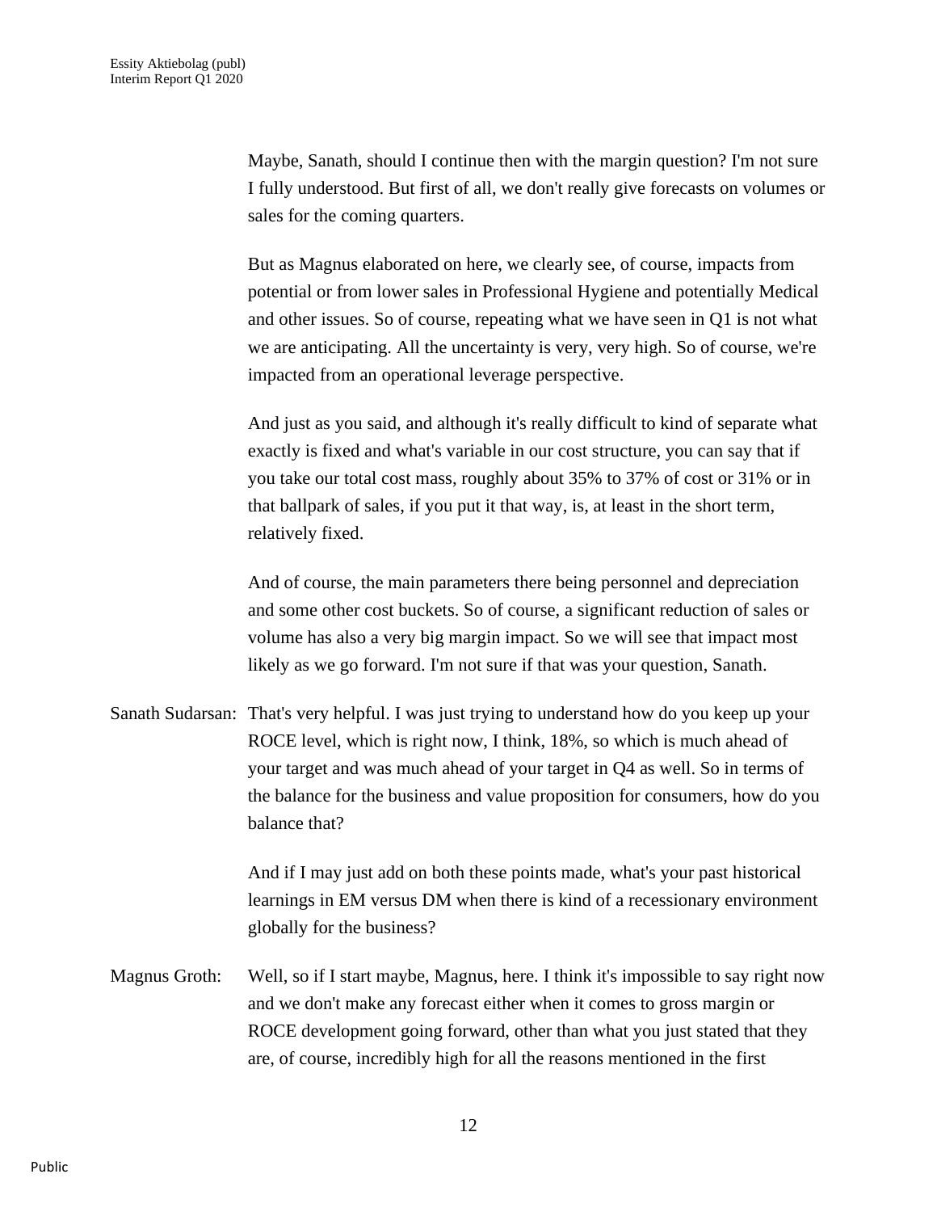Maybe, Sanath, should I continue then with the margin question? I'm not sure I fully understood. But first of all, we don't really give forecasts on volumes or sales for the coming quarters.

But as Magnus elaborated on here, we clearly see, of course, impacts from potential or from lower sales in Professional Hygiene and potentially Medical and other issues. So of course, repeating what we have seen in Q1 is not what we are anticipating. All the uncertainty is very, very high. So of course, we're impacted from an operational leverage perspective.

And just as you said, and although it's really difficult to kind of separate what exactly is fixed and what's variable in our cost structure, you can say that if you take our total cost mass, roughly about 35% to 37% of cost or 31% or in that ballpark of sales, if you put it that way, is, at least in the short term, relatively fixed.

And of course, the main parameters there being personnel and depreciation and some other cost buckets. So of course, a significant reduction of sales or volume has also a very big margin impact. So we will see that impact most likely as we go forward. I'm not sure if that was your question, Sanath.

Sanath Sudarsan: That's very helpful. I was just trying to understand how do you keep up your ROCE level, which is right now, I think, 18%, so which is much ahead of your target and was much ahead of your target in Q4 as well. So in terms of the balance for the business and value proposition for consumers, how do you balance that?

And if I may just add on both these points made, what's your past historical learnings in EM versus DM when there is kind of a recessionary environment globally for the business?

Magnus Groth: Well, so if I start maybe, Magnus, here. I think it's impossible to say right now and we don't make any forecast either when it comes to gross margin or ROCE development going forward, other than what you just stated that they are, of course, incredibly high for all the reasons mentioned in the first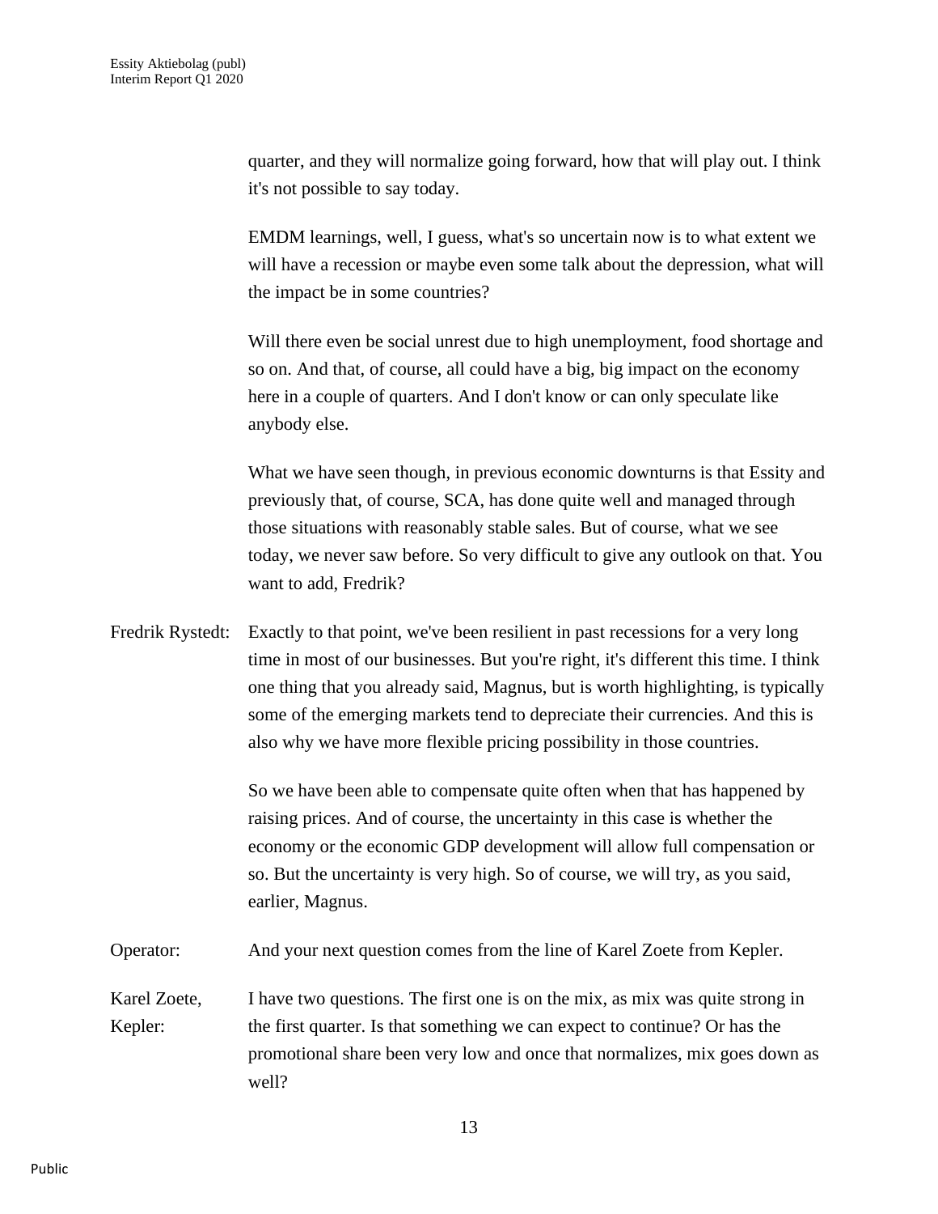quarter, and they will normalize going forward, how that will play out. I think it's not possible to say today.

EMDM learnings, well, I guess, what's so uncertain now is to what extent we will have a recession or maybe even some talk about the depression, what will the impact be in some countries?

Will there even be social unrest due to high unemployment, food shortage and so on. And that, of course, all could have a big, big impact on the economy here in a couple of quarters. And I don't know or can only speculate like anybody else.

What we have seen though, in previous economic downturns is that Essity and previously that, of course, SCA, has done quite well and managed through those situations with reasonably stable sales. But of course, what we see today, we never saw before. So very difficult to give any outlook on that. You want to add, Fredrik?

Fredrik Rystedt: Exactly to that point, we've been resilient in past recessions for a very long time in most of our businesses. But you're right, it's different this time. I think one thing that you already said, Magnus, but is worth highlighting, is typically some of the emerging markets tend to depreciate their currencies. And this is also why we have more flexible pricing possibility in those countries.

So we have been able to compensate quite often when that has happened by raising prices. And of course, the uncertainty in this case is whether the economy or the economic GDP development will allow full compensation or so. But the uncertainty is very high. So of course, we will try, as you said, earlier, Magnus.

Operator: And your next question comes from the line of Karel Zoete from Kepler.

Karel Zoete, Kepler: I have two questions. The first one is on the mix, as mix was quite strong in the first quarter. Is that something we can expect to continue? Or has the promotional share been very low and once that normalizes, mix goes down as well?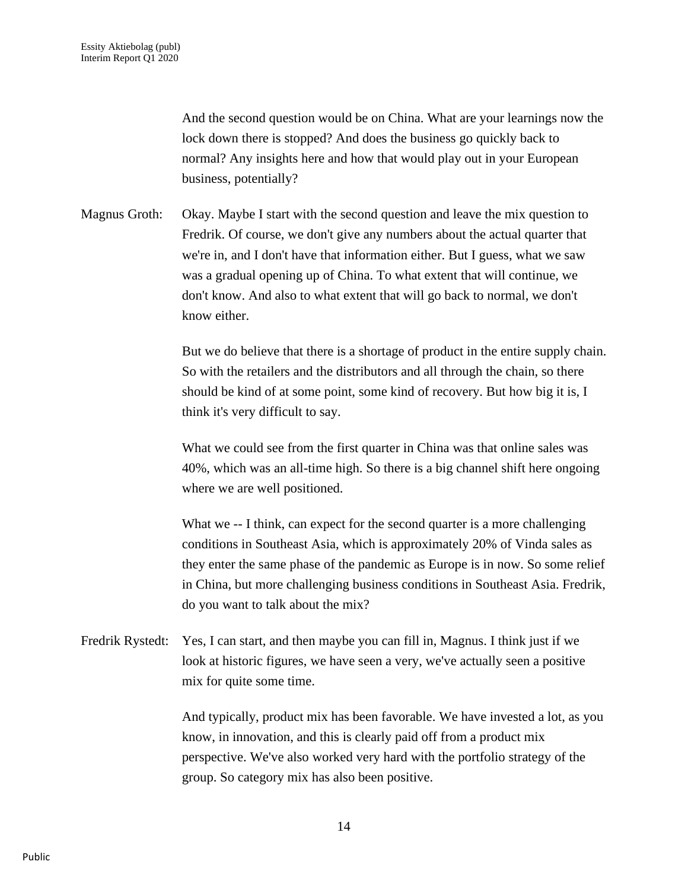And the second question would be on China. What are your learnings now the lock down there is stopped? And does the business go quickly back to normal? Any insights here and how that would play out in your European business, potentially?

Magnus Groth: Okay. Maybe I start with the second question and leave the mix question to Fredrik. Of course, we don't give any numbers about the actual quarter that we're in, and I don't have that information either. But I guess, what we saw was a gradual opening up of China. To what extent that will continue, we don't know. And also to what extent that will go back to normal, we don't know either.

But we do believe that there is a shortage of product in the entire supply chain. So with the retailers and the distributors and all through the chain, so there should be kind of at some point, some kind of recovery. But how big it is, I think it's very difficult to say.

What we could see from the first quarter in China was that online sales was 40%, which was an all-time high. So there is a big channel shift here ongoing where we are well positioned.

What we -- I think, can expect for the second quarter is a more challenging conditions in Southeast Asia, which is approximately 20% of Vinda sales as they enter the same phase of the pandemic as Europe is in now. So some relief in China, but more challenging business conditions in Southeast Asia. Fredrik, do you want to talk about the mix?

Fredrik Rystedt: Yes, I can start, and then maybe you can fill in, Magnus. I think just if we look at historic figures, we have seen a very, we've actually seen a positive mix for quite some time.

And typically, product mix has been favorable. We have invested a lot, as you know, in innovation, and this is clearly paid off from a product mix perspective. We've also worked very hard with the portfolio strategy of the group. So category mix has also been positive.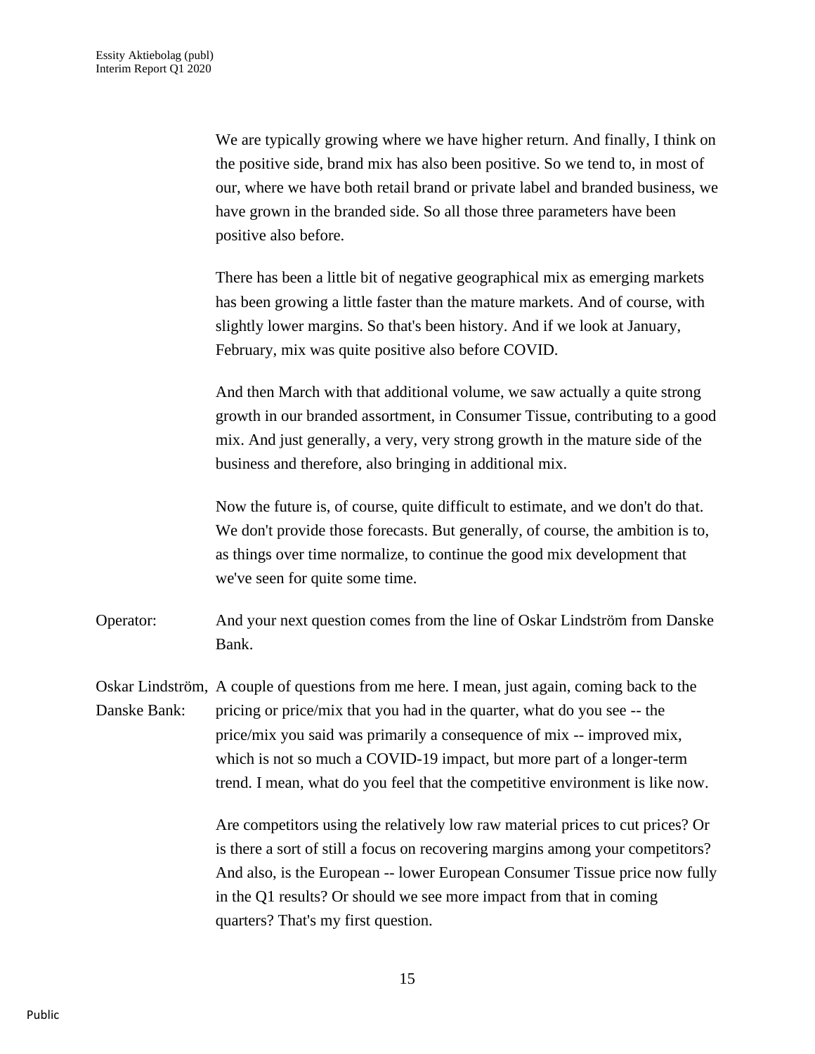We are typically growing where we have higher return. And finally, I think on the positive side, brand mix has also been positive. So we tend to, in most of our, where we have both retail brand or private label and branded business, we have grown in the branded side. So all those three parameters have been positive also before.

There has been a little bit of negative geographical mix as emerging markets has been growing a little faster than the mature markets. And of course, with slightly lower margins. So that's been history. And if we look at January, February, mix was quite positive also before COVID.

And then March with that additional volume, we saw actually a quite strong growth in our branded assortment, in Consumer Tissue, contributing to a good mix. And just generally, a very, very strong growth in the mature side of the business and therefore, also bringing in additional mix.

Now the future is, of course, quite difficult to estimate, and we don't do that. We don't provide those forecasts. But generally, of course, the ambition is to, as things over time normalize, to continue the good mix development that we've seen for quite some time.

Operator: And your next question comes from the line of Oskar Lindström from Danske Bank.

Oskar Lindström, Danske Bank: A couple of questions from me here. I mean, just again, coming back to the pricing or price/mix that you had in the quarter, what do you see -- the price/mix you said was primarily a consequence of mix -- improved mix, which is not so much a COVID-19 impact, but more part of a longer-term trend. I mean, what do you feel that the competitive environment is like now.

Are competitors using the relatively low raw material prices to cut prices? Or is there a sort of still a focus on recovering margins among your competitors? And also, is the European -- lower European Consumer Tissue price now fully in the Q1 results? Or should we see more impact from that in coming quarters? That's my first question.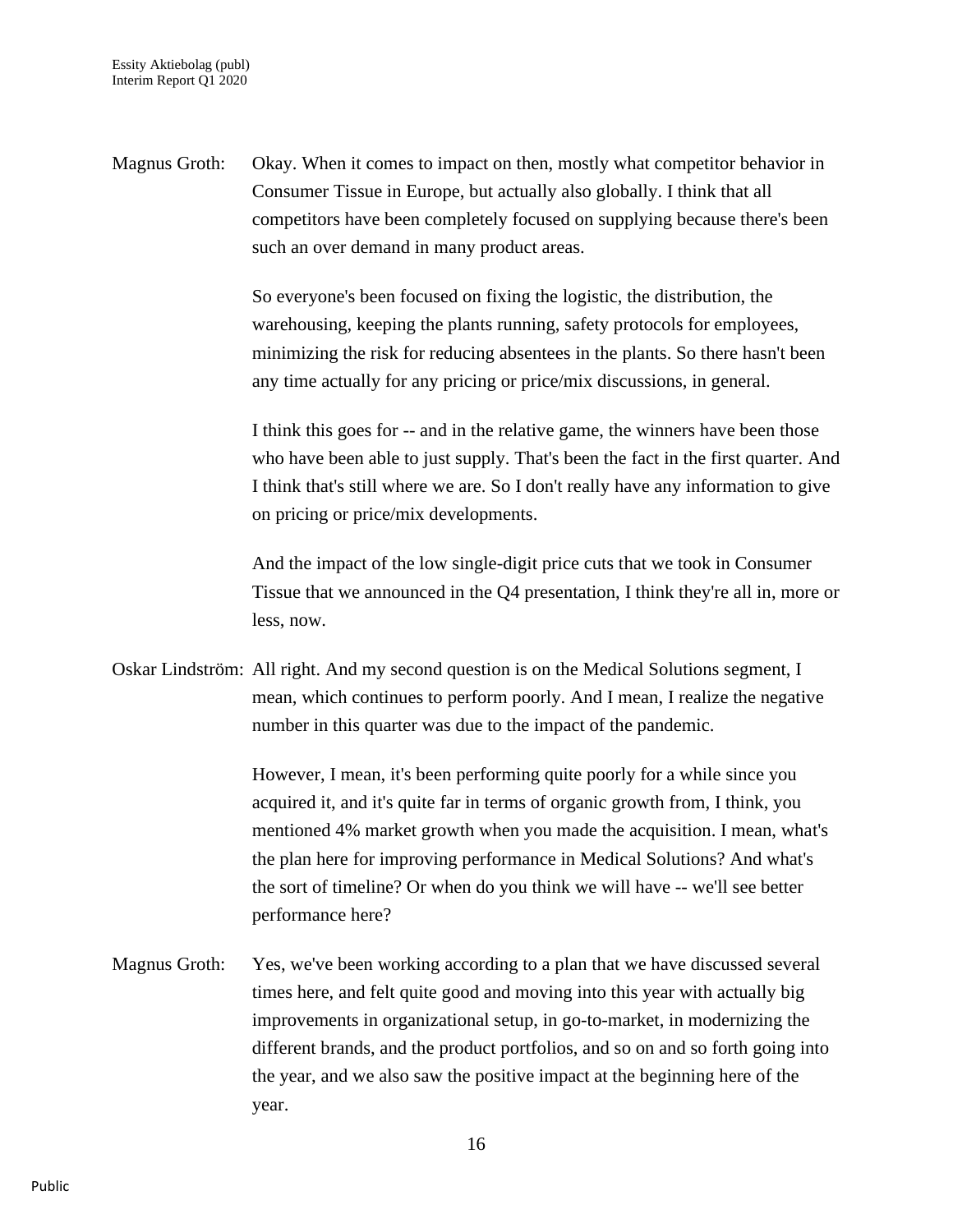Magnus Groth: Okay. When it comes to impact on then, mostly what competitor behavior in Consumer Tissue in Europe, but actually also globally. I think that all competitors have been completely focused on supplying because there's been such an over demand in many product areas.

So everyone's been focused on fixing the logistic, the distribution, the warehousing, keeping the plants running, safety protocols for employees, minimizing the risk for reducing absentees in the plants. So there hasn't been any time actually for any pricing or price/mix discussions, in general.

I think this goes for -- and in the relative game, the winners have been those who have been able to just supply. That's been the fact in the first quarter. And I think that's still where we are. So I don't really have any information to give on pricing or price/mix developments.

And the impact of the low single-digit price cuts that we took in Consumer Tissue that we announced in the Q4 presentation, I think they're all in, more or less, now.

Oskar Lindström: All right. And my second question is on the Medical Solutions segment, I mean, which continues to perform poorly. And I mean, I realize the negative number in this quarter was due to the impact of the pandemic.

However, I mean, it's been performing quite poorly for a while since you acquired it, and it's quite far in terms of organic growth from, I think, you mentioned 4% market growth when you made the acquisition. I mean, what's the plan here for improving performance in Medical Solutions? And what's the sort of timeline? Or when do you think we will have -- we'll see better performance here?

Magnus Groth: Yes, we've been working according to a plan that we have discussed several times here, and felt quite good and moving into this year with actually big improvements in organizational setup, in go-to-market, in modernizing the different brands, and the product portfolios, and so on and so forth going into the year, and we also saw the positive impact at the beginning here of the year.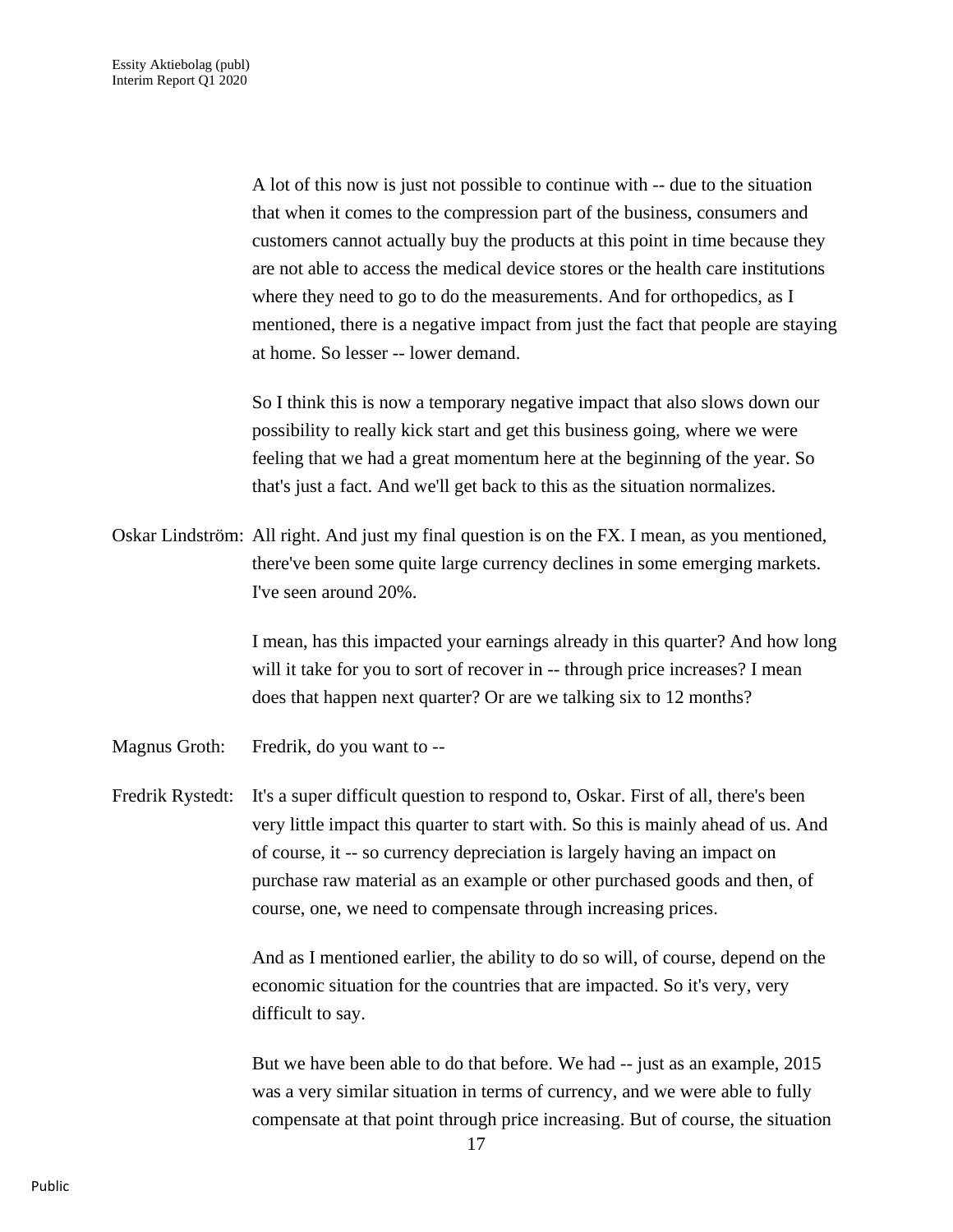A lot of this now is just not possible to continue with -- due to the situation that when it comes to the compression part of the business, consumers and customers cannot actually buy the products at this point in time because they are not able to access the medical device stores or the health care institutions where they need to go to do the measurements. And for orthopedics, as I mentioned, there is a negative impact from just the fact that people are staying at home. So lesser -- lower demand.

So I think this is now a temporary negative impact that also slows down our possibility to really kick start and get this business going, where we were feeling that we had a great momentum here at the beginning of the year. So that's just a fact. And we'll get back to this as the situation normalizes.

Oskar Lindström: All right. And just my final question is on the FX. I mean, as you mentioned, there've been some quite large currency declines in some emerging markets. I've seen around 20%.

I mean, has this impacted your earnings already in this quarter? And how long will it take for you to sort of recover in -- through price increases? I mean does that happen next quarter? Or are we talking six to 12 months?

Magnus Groth: Fredrik, do you want to --

Fredrik Rystedt: It's a super difficult question to respond to, Oskar. First of all, there's been very little impact this quarter to start with. So this is mainly ahead of us. And of course, it -- so currency depreciation is largely having an impact on purchase raw material as an example or other purchased goods and then, of course, one, we need to compensate through increasing prices.

And as I mentioned earlier, the ability to do so will, of course, depend on the economic situation for the countries that are impacted. So it's very, very difficult to say.

But we have been able to do that before. We had -- just as an example, 2015 was a very similar situation in terms of currency, and we were able to fully compensate at that point through price increasing. But of course, the situation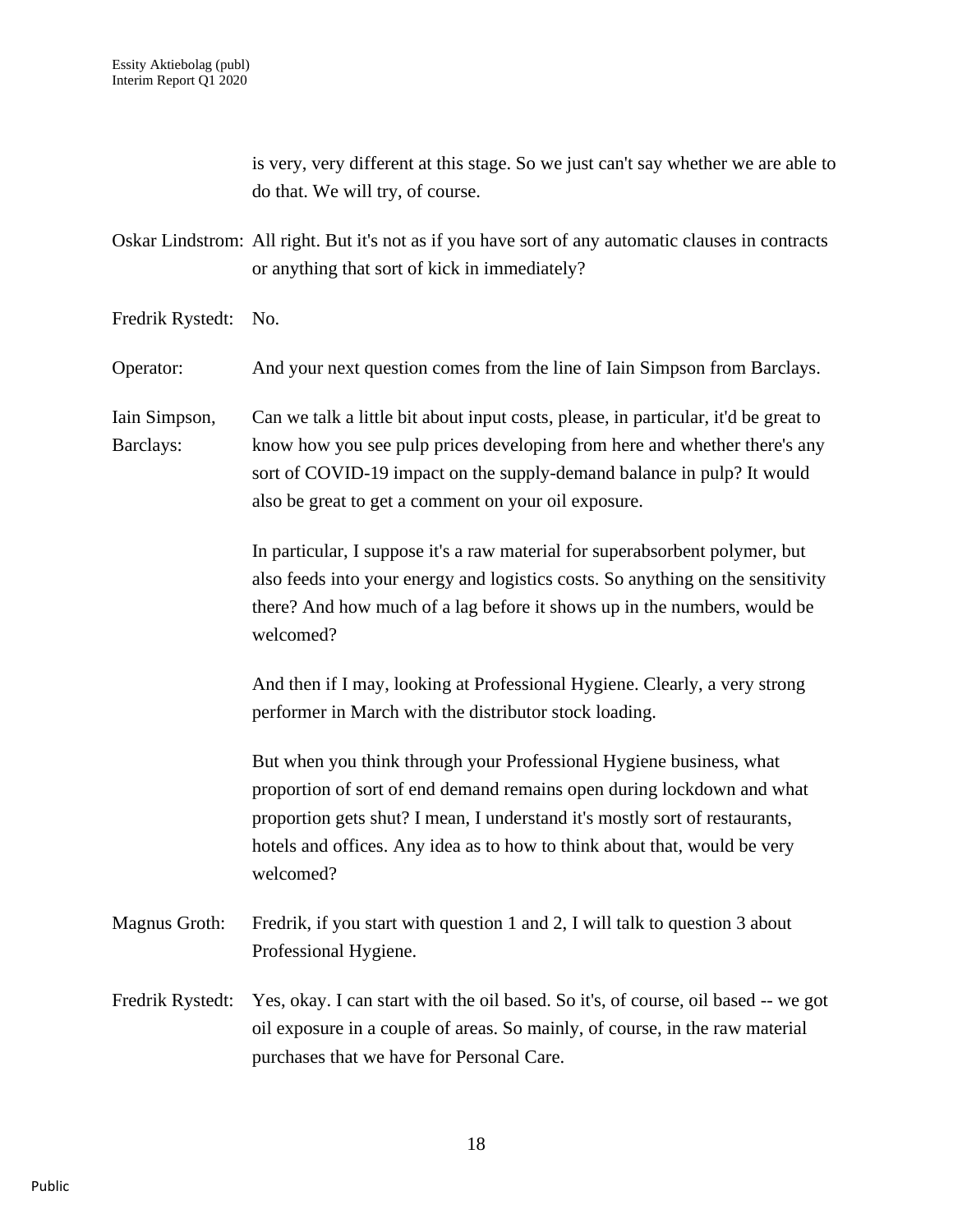is very, very different at this stage. So we just can't say whether we are able to do that. We will try, of course.

Oskar Lindstrom: All right. But it's not as if you have sort of any automatic clauses in contracts or anything that sort of kick in immediately?

Fredrik Rystedt: No.

Operator: And your next question comes from the line of Iain Simpson from Barclays.

Iain Simpson, Barclays: Can we talk a little bit about input costs, please, in particular, it'd be great to know how you see pulp prices developing from here and whether there's any sort of COVID-19 impact on the supply-demand balance in pulp? It would also be great to get a comment on your oil exposure.

In particular, I suppose it's a raw material for superabsorbent polymer, but also feeds into your energy and logistics costs. So anything on the sensitivity there? And how much of a lag before it shows up in the numbers, would be welcomed?

And then if I may, looking at Professional Hygiene. Clearly, a very strong performer in March with the distributor stock loading.

But when you think through your Professional Hygiene business, what proportion of sort of end demand remains open during lockdown and what proportion gets shut? I mean, I understand it's mostly sort of restaurants, hotels and offices. Any idea as to how to think about that, would be very welcomed?

Magnus Groth: Fredrik, if you start with question 1 and 2, I will talk to question 3 about Professional Hygiene.

Fredrik Rystedt: Yes, okay. I can start with the oil based. So it's, of course, oil based -- we got oil exposure in a couple of areas. So mainly, of course, in the raw material purchases that we have for Personal Care.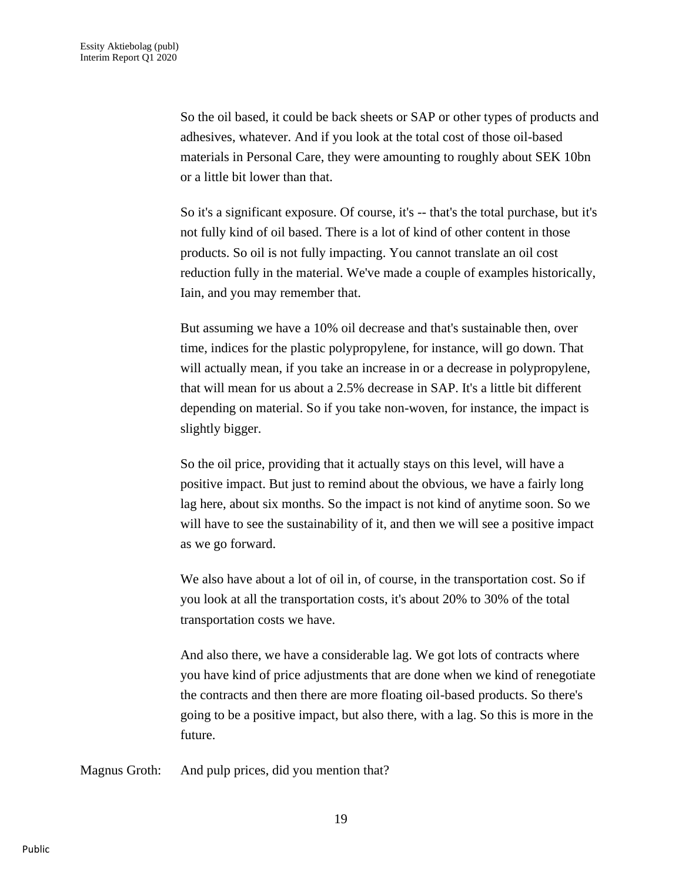So the oil based, it could be back sheets or SAP or other types of products and adhesives, whatever. And if you look at the total cost of those oil-based materials in Personal Care, they were amounting to roughly about SEK 10bn or a little bit lower than that.

So it's a significant exposure. Of course, it's -- that's the total purchase, but it's not fully kind of oil based. There is a lot of kind of other content in those products. So oil is not fully impacting. You cannot translate an oil cost reduction fully in the material. We've made a couple of examples historically, Iain, and you may remember that.

But assuming we have a 10% oil decrease and that's sustainable then, over time, indices for the plastic polypropylene, for instance, will go down. That will actually mean, if you take an increase in or a decrease in polypropylene, that will mean for us about a 2.5% decrease in SAP. It's a little bit different depending on material. So if you take non-woven, for instance, the impact is slightly bigger.

So the oil price, providing that it actually stays on this level, will have a positive impact. But just to remind about the obvious, we have a fairly long lag here, about six months. So the impact is not kind of anytime soon. So we will have to see the sustainability of it, and then we will see a positive impact as we go forward.

We also have about a lot of oil in, of course, in the transportation cost. So if you look at all the transportation costs, it's about 20% to 30% of the total transportation costs we have.

And also there, we have a considerable lag. We got lots of contracts where you have kind of price adjustments that are done when we kind of renegotiate the contracts and then there are more floating oil-based products. So there's going to be a positive impact, but also there, with a lag. So this is more in the future.

Magnus Groth: And pulp prices, did you mention that?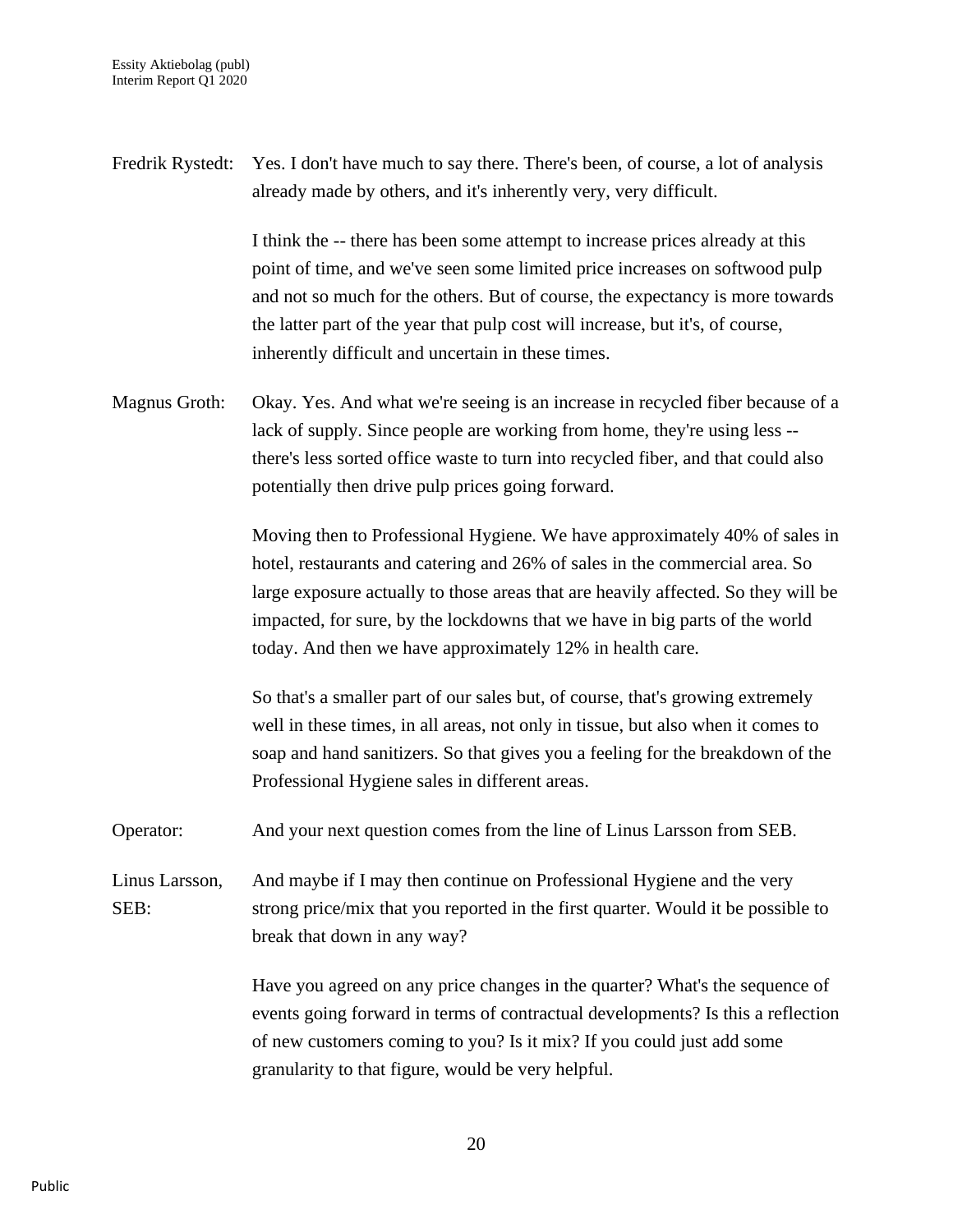Fredrik Rystedt: Yes. I don't have much to say there. There's been, of course, a lot of analysis already made by others, and it's inherently very, very difficult.

I think the -- there has been some attempt to increase prices already at this point of time, and we've seen some limited price increases on softwood pulp and not so much for the others. But of course, the expectancy is more towards the latter part of the year that pulp cost will increase, but it's, of course, inherently difficult and uncertain in these times.

Magnus Groth: Okay. Yes. And what we're seeing is an increase in recycled fiber because of a lack of supply. Since people are working from home, they're using less -- there's less sorted office waste to turn into recycled fiber, and that could also potentially then drive pulp prices going forward.

Moving then to Professional Hygiene. We have approximately 40% of sales in hotel, restaurants and catering and 26% of sales in the commercial area. So large exposure actually to those areas that are heavily affected. So they will be impacted, for sure, by the lockdowns that we have in big parts of the world today. And then we have approximately 12% in health care.

So that's a smaller part of our sales but, of course, that's growing extremely well in these times, in all areas, not only in tissue, but also when it comes to soap and hand sanitizers. So that gives you a feeling for the breakdown of the Professional Hygiene sales in different areas.

Operator: And your next question comes from the line of Linus Larsson from SEB.

Linus Larsson, SEB: And maybe if I may then continue on Professional Hygiene and the very strong price/mix that you reported in the first quarter. Would it be possible to break that down in any way?

Have you agreed on any price changes in the quarter? What's the sequence of events going forward in terms of contractual developments? Is this a reflection of new customers coming to you? Is it mix? If you could just add some granularity to that figure, would be very helpful.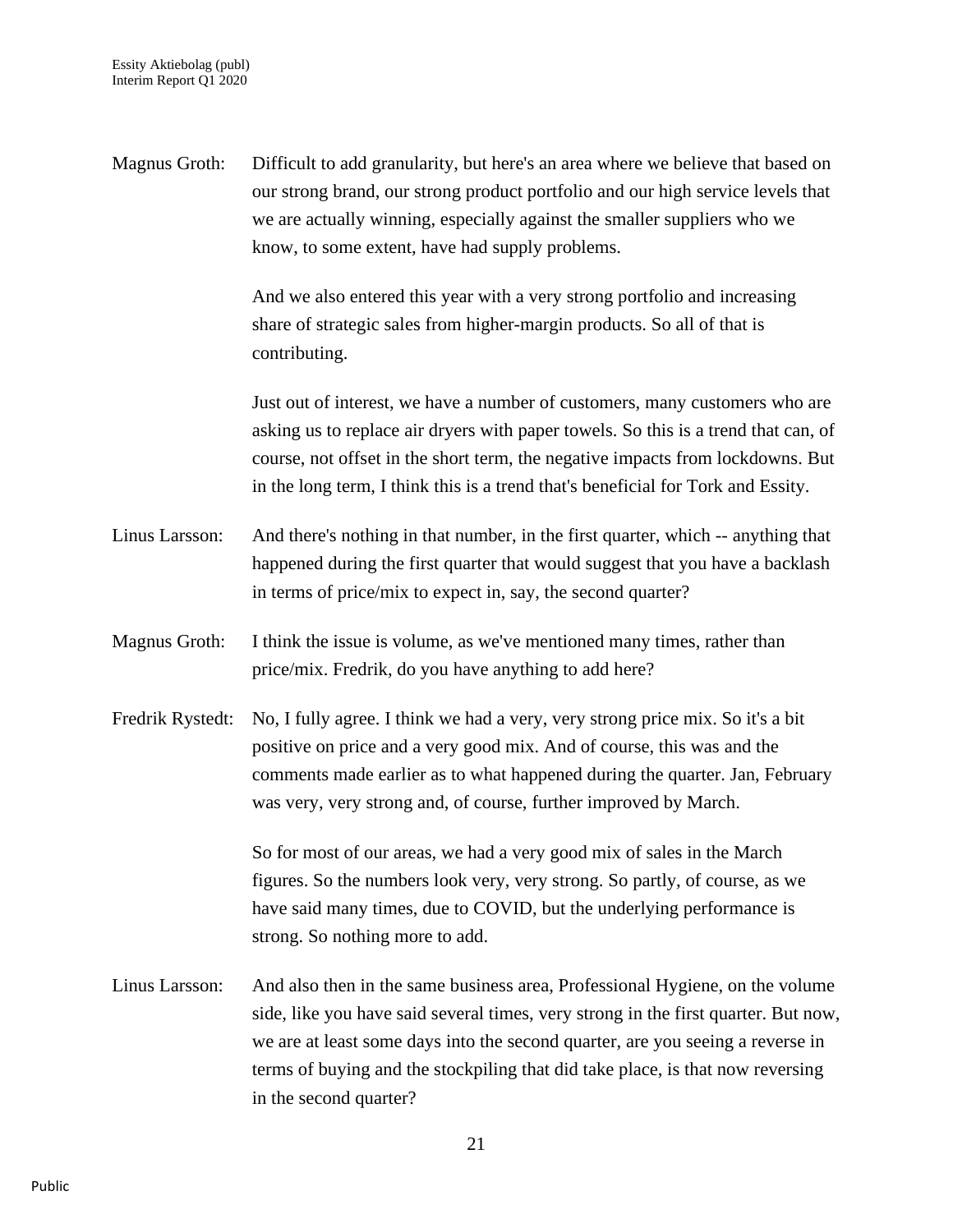Magnus Groth: Difficult to add granularity, but here's an area where we believe that based on our strong brand, our strong product portfolio and our high service levels that we are actually winning, especially against the smaller suppliers who we know, to some extent, have had supply problems.

And we also entered this year with a very strong portfolio and increasing share of strategic sales from higher-margin products. So all of that is contributing.

Just out of interest, we have a number of customers, many customers who are asking us to replace air dryers with paper towels. So this is a trend that can, of course, not offset in the short term, the negative impacts from lockdowns. But in the long term, I think this is a trend that's beneficial for Tork and Essity.

Linus Larsson: And there's nothing in that number, in the first quarter, which -- anything that happened during the first quarter that would suggest that you have a backlash in terms of price/mix to expect in, say, the second quarter?

Magnus Groth: I think the issue is volume, as we've mentioned many times, rather than price/mix. Fredrik, do you have anything to add here?

Fredrik Rystedt: No, I fully agree. I think we had a very, very strong price mix. So it's a bit positive on price and a very good mix. And of course, this was and the comments made earlier as to what happened during the quarter. Jan, February was very, very strong and, of course, further improved by March.

So for most of our areas, we had a very good mix of sales in the March figures. So the numbers look very, very strong. So partly, of course, as we have said many times, due to COVID, but the underlying performance is strong. So nothing more to add.

Linus Larsson: And also then in the same business area, Professional Hygiene, on the volume side, like you have said several times, very strong in the first quarter. But now, we are at least some days into the second quarter, are you seeing a reverse in terms of buying and the stockpiling that did take place, is that now reversing in the second quarter?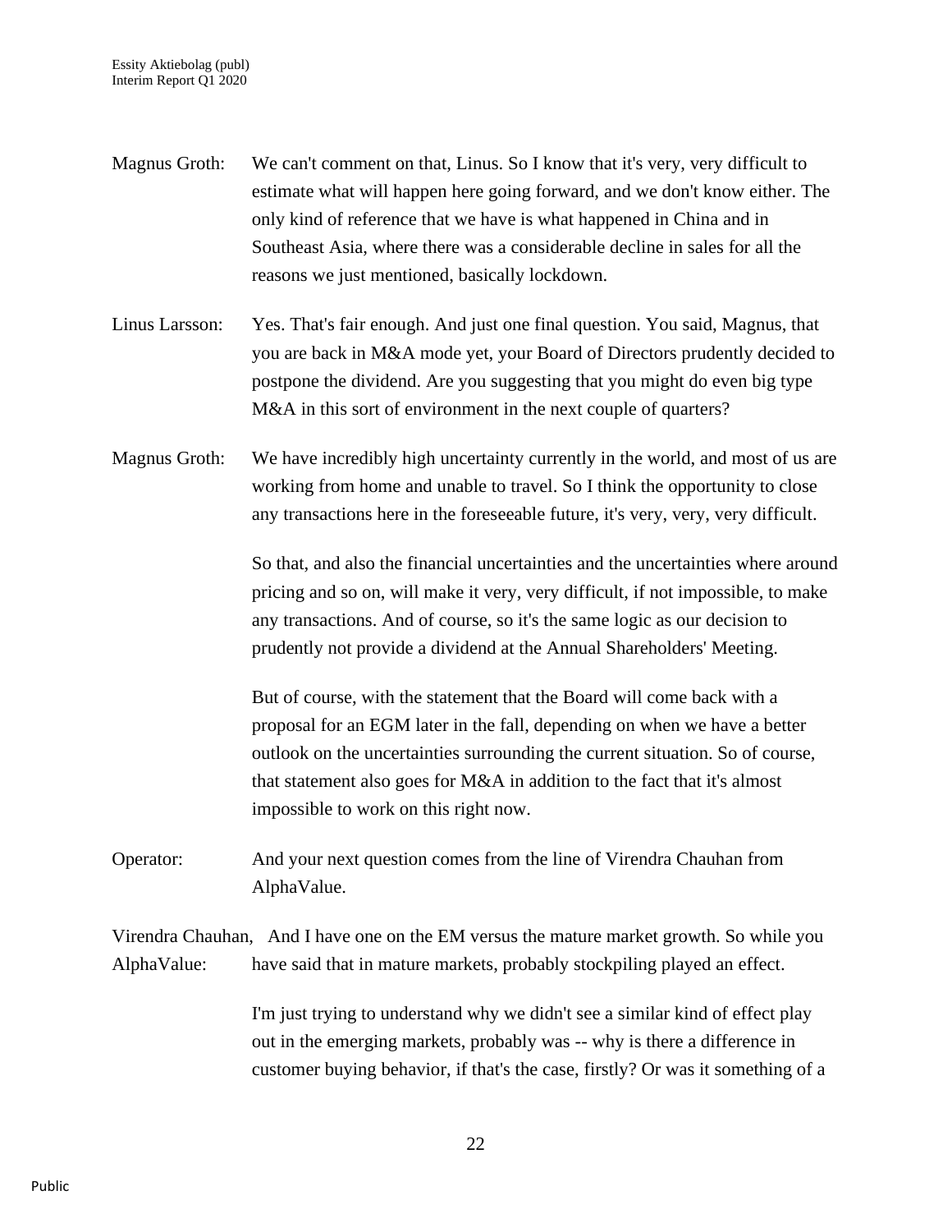Magnus Groth: We can't comment on that, Linus. So I know that it's very, very difficult to estimate what will happen here going forward, and we don't know either. The only kind of reference that we have is what happened in China and in Southeast Asia, where there was a considerable decline in sales for all the reasons we just mentioned, basically lockdown.

Linus Larsson: Yes. That's fair enough. And just one final question. You said, Magnus, that you are back in M&A mode yet, your Board of Directors prudently decided to postpone the dividend. Are you suggesting that you might do even big type M&A in this sort of environment in the next couple of quarters?

Magnus Groth: We have incredibly high uncertainty currently in the world, and most of us are working from home and unable to travel. So I think the opportunity to close any transactions here in the foreseeable future, it's very, very, very difficult.

So that, and also the financial uncertainties and the uncertainties where around pricing and so on, will make it very, very difficult, if not impossible, to make any transactions. And of course, so it's the same logic as our decision to prudently not provide a dividend at the Annual Shareholders' Meeting.

But of course, with the statement that the Board will come back with a proposal for an EGM later in the fall, depending on when we have a better outlook on the uncertainties surrounding the current situation. So of course, that statement also goes for M&A in addition to the fact that it's almost impossible to work on this right now.

Operator: And your next question comes from the line of Virendra Chauhan from AlphaValue.

Virendra Chauhan, AlphaValue: And I have one on the EM versus the mature market growth. So while you have said that in mature markets, probably stockpiling played an effect.

I'm just trying to understand why we didn't see a similar kind of effect play out in the emerging markets, probably was -- why is there a difference in customer buying behavior, if that's the case, firstly? Or was it something of a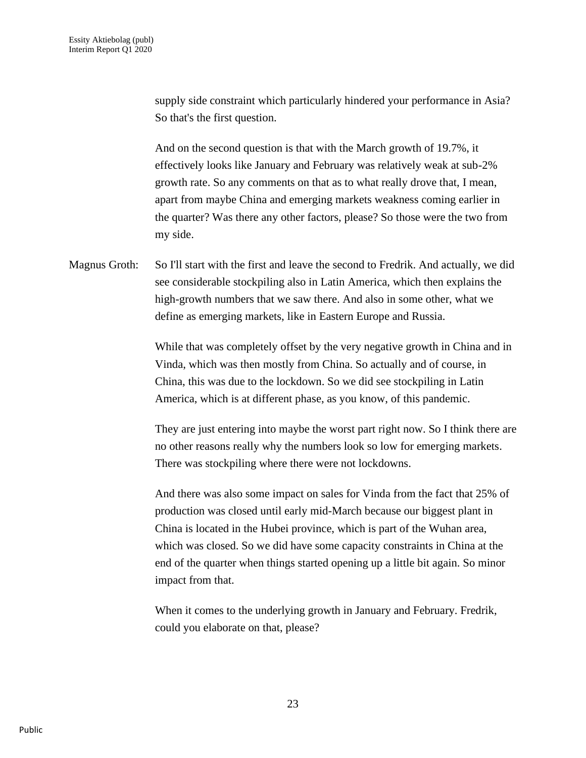supply side constraint which particularly hindered your performance in Asia? So that's the first question.

And on the second question is that with the March growth of 19.7%, it effectively looks like January and February was relatively weak at sub-2% growth rate. So any comments on that as to what really drove that, I mean, apart from maybe China and emerging markets weakness coming earlier in the quarter? Was there any other factors, please? So those were the two from my side.

Magnus Groth: So I'll start with the first and leave the second to Fredrik. And actually, we did see considerable stockpiling also in Latin America, which then explains the high-growth numbers that we saw there. And also in some other, what we define as emerging markets, like in Eastern Europe and Russia.

While that was completely offset by the very negative growth in China and in Vinda, which was then mostly from China. So actually and of course, in China, this was due to the lockdown. So we did see stockpiling in Latin America, which is at different phase, as you know, of this pandemic.

They are just entering into maybe the worst part right now. So I think there are no other reasons really why the numbers look so low for emerging markets. There was stockpiling where there were not lockdowns.

And there was also some impact on sales for Vinda from the fact that 25% of production was closed until early mid-March because our biggest plant in China is located in the Hubei province, which is part of the Wuhan area, which was closed. So we did have some capacity constraints in China at the end of the quarter when things started opening up a little bit again. So minor impact from that.

When it comes to the underlying growth in January and February. Fredrik, could you elaborate on that, please?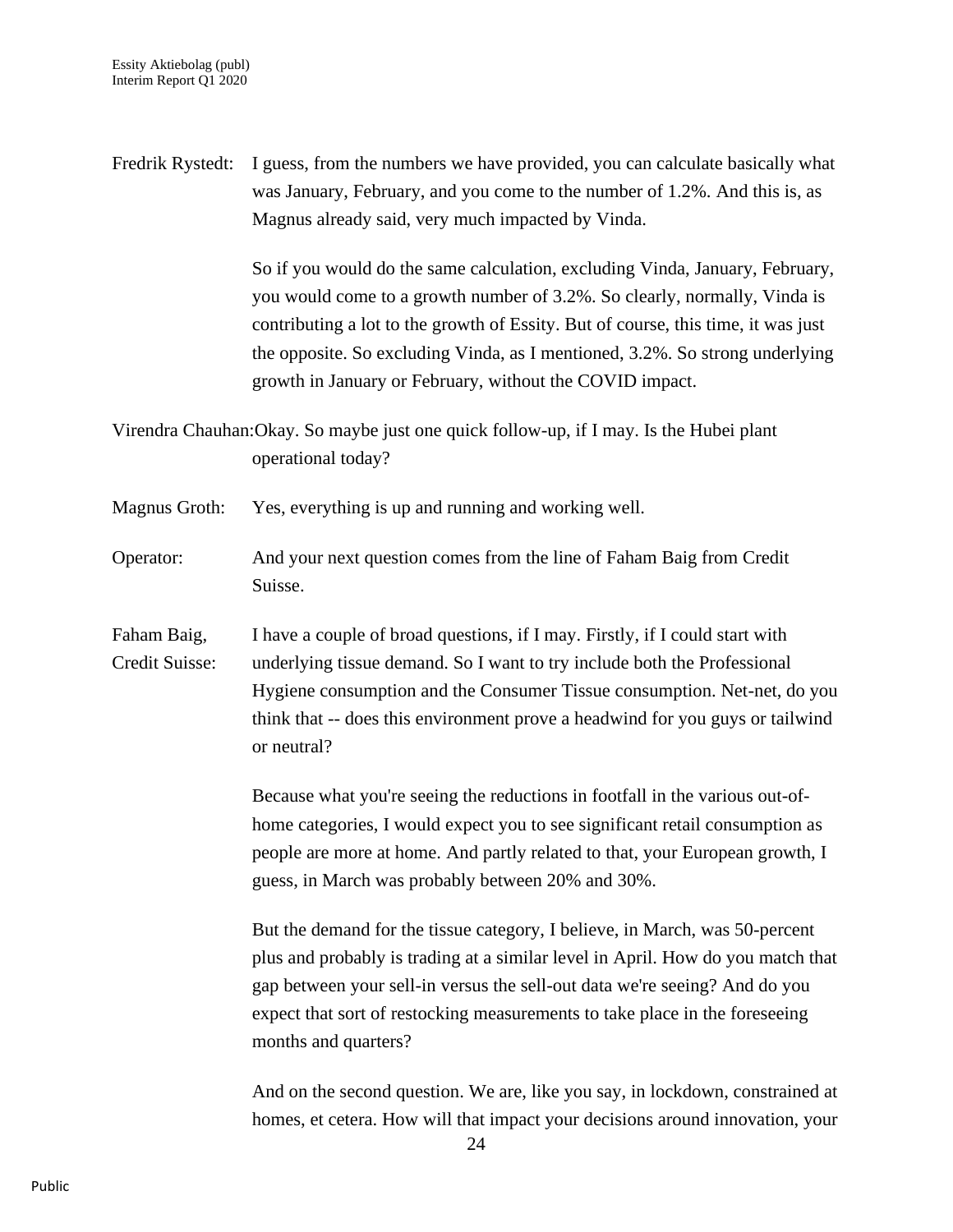Fredrik Rystedt: I guess, from the numbers we have provided, you can calculate basically what was January, February, and you come to the number of 1.2%. And this is, as Magnus already said, very much impacted by Vinda.

So if you would do the same calculation, excluding Vinda, January, February, you would come to a growth number of 3.2%. So clearly, normally, Vinda is contributing a lot to the growth of Essity. But of course, this time, it was just the opposite. So excluding Vinda, as I mentioned, 3.2%. So strong underlying growth in January or February, without the COVID impact.

Virendra Chauhan: Okay. So maybe just one quick follow-up, if I may. Is the Hubei plant operational today?

Magnus Groth: Yes, everything is up and running and working well.

Operator: And your next question comes from the line of Faham Baig from Credit Suisse.

Faham Baig, Credit Suisse: I have a couple of broad questions, if I may. Firstly, if I could start with underlying tissue demand. So I want to try include both the Professional Hygiene consumption and the Consumer Tissue consumption. Net-net, do you think that -- does this environment prove a headwind for you guys or tailwind or neutral?

Because what you're seeing the reductions in footfall in the various out-of-home categories, I would expect you to see significant retail consumption as people are more at home. And partly related to that, your European growth, I guess, in March was probably between 20% and 30%.

But the demand for the tissue category, I believe, in March, was 50-percent plus and probably is trading at a similar level in April. How do you match that gap between your sell-in versus the sell-out data we're seeing? And do you expect that sort of restocking measurements to take place in the foreseeing months and quarters?

And on the second question. We are, like you say, in lockdown, constrained at homes, et cetera. How will that impact your decisions around innovation, your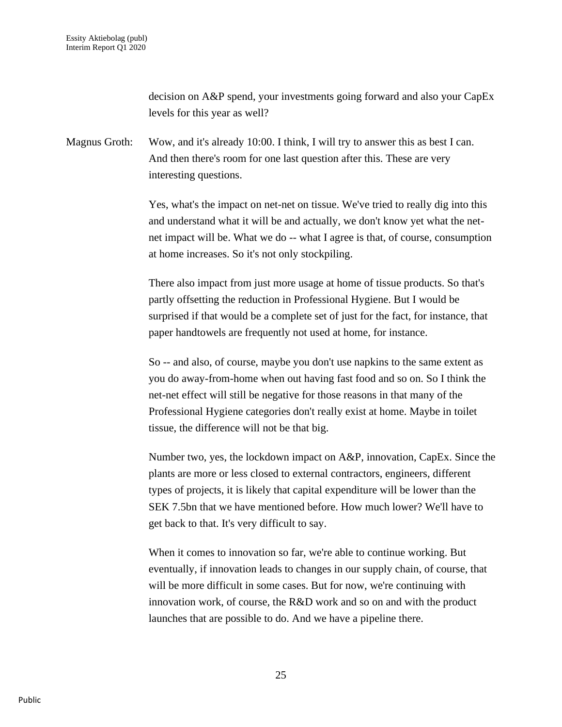decision on A&P spend, your investments going forward and also your CapEx levels for this year as well?

Magnus Groth: Wow, and it's already 10:00. I think, I will try to answer this as best I can. And then there's room for one last question after this. These are very interesting questions.

Yes, what's the impact on net-net on tissue. We've tried to really dig into this and understand what it will be and actually, we don't know yet what the net-net impact will be. What we do -- what I agree is that, of course, consumption at home increases. So it's not only stockpiling.

There also impact from just more usage at home of tissue products. So that's partly offsetting the reduction in Professional Hygiene. But I would be surprised if that would be a complete set of just for the fact, for instance, that paper handtowels are frequently not used at home, for instance.

So -- and also, of course, maybe you don't use napkins to the same extent as you do away-from-home when out having fast food and so on. So I think the net-net effect will still be negative for those reasons in that many of the Professional Hygiene categories don't really exist at home. Maybe in toilet tissue, the difference will not be that big.

Number two, yes, the lockdown impact on A&P, innovation, CapEx. Since the plants are more or less closed to external contractors, engineers, different types of projects, it is likely that capital expenditure will be lower than the SEK 7.5bn that we have mentioned before. How much lower? We'll have to get back to that. It's very difficult to say.

When it comes to innovation so far, we're able to continue working. But eventually, if innovation leads to changes in our supply chain, of course, that will be more difficult in some cases. But for now, we're continuing with innovation work, of course, the R&D work and so on and with the product launches that are possible to do. And we have a pipeline there.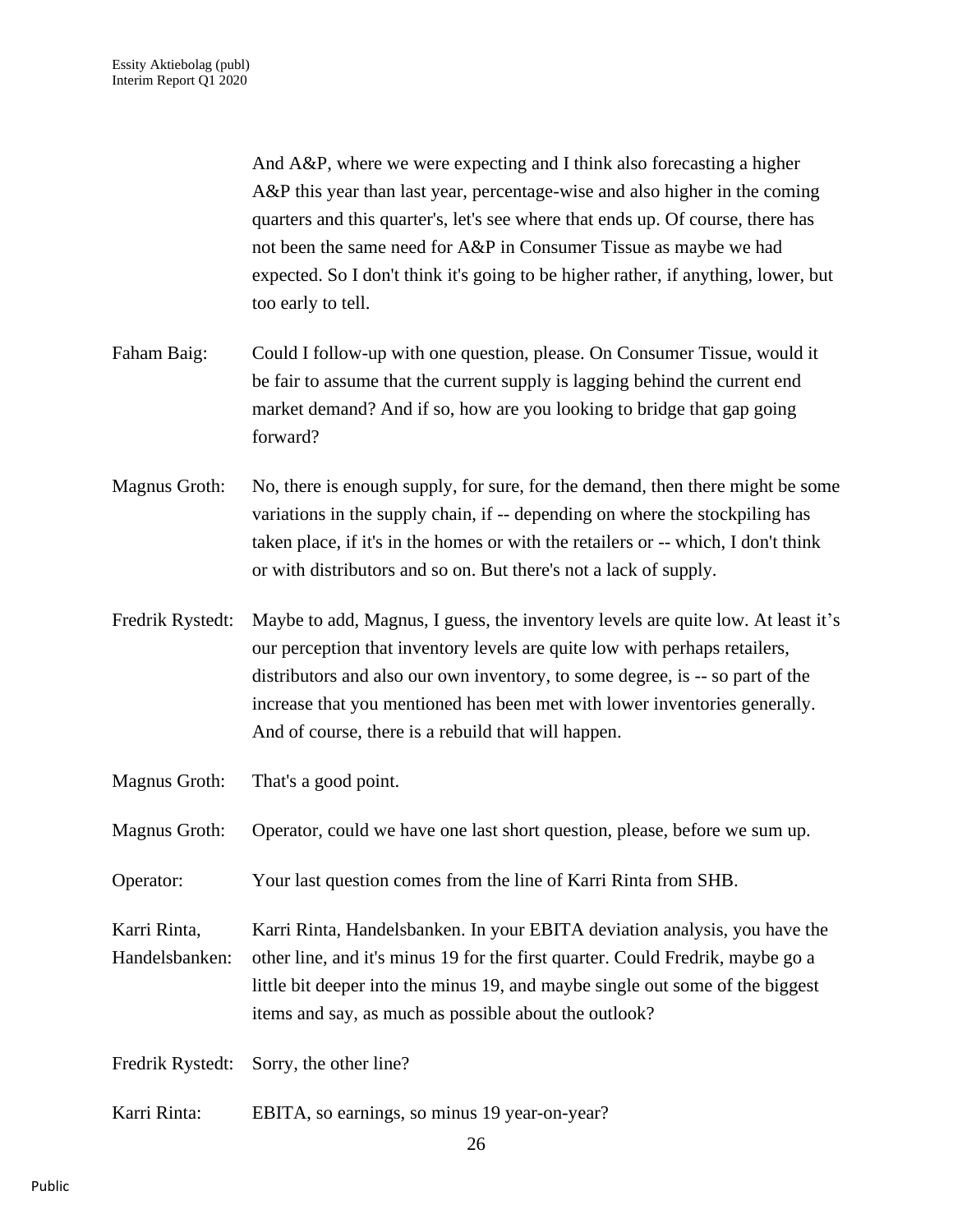And A&P, where we were expecting and I think also forecasting a higher A&P this year than last year, percentage-wise and also higher in the coming quarters and this quarter's, let's see where that ends up. Of course, there has not been the same need for A&P in Consumer Tissue as maybe we had expected. So I don't think it's going to be higher rather, if anything, lower, but too early to tell.

Faham Baig: Could I follow-up with one question, please. On Consumer Tissue, would it be fair to assume that the current supply is lagging behind the current end market demand? And if so, how are you looking to bridge that gap going forward?

Magnus Groth: No, there is enough supply, for sure, for the demand, then there might be some variations in the supply chain, if -- depending on where the stockpiling has taken place, if it's in the homes or with the retailers or -- which, I don't think or with distributors and so on. But there's not a lack of supply.

Fredrik Rystedt: Maybe to add, Magnus, I guess, the inventory levels are quite low. At least it's our perception that inventory levels are quite low with perhaps retailers, distributors and also our own inventory, to some degree, is -- so part of the increase that you mentioned has been met with lower inventories generally. And of course, there is a rebuild that will happen.

Magnus Groth: That's a good point.

Magnus Groth: Operator, could we have one last short question, please, before we sum up.

Operator: Your last question comes from the line of Karri Rinta from SHB.

Karri Rinta, Handelsbanken: Karri Rinta, Handelsbanken. In your EBITA deviation analysis, you have the other line, and it's minus 19 for the first quarter. Could Fredrik, maybe go a little bit deeper into the minus 19, and maybe single out some of the biggest items and say, as much as possible about the outlook?

Fredrik Rystedt: Sorry, the other line?

Karri Rinta: EBITA, so earnings, so minus 19 year-on-year?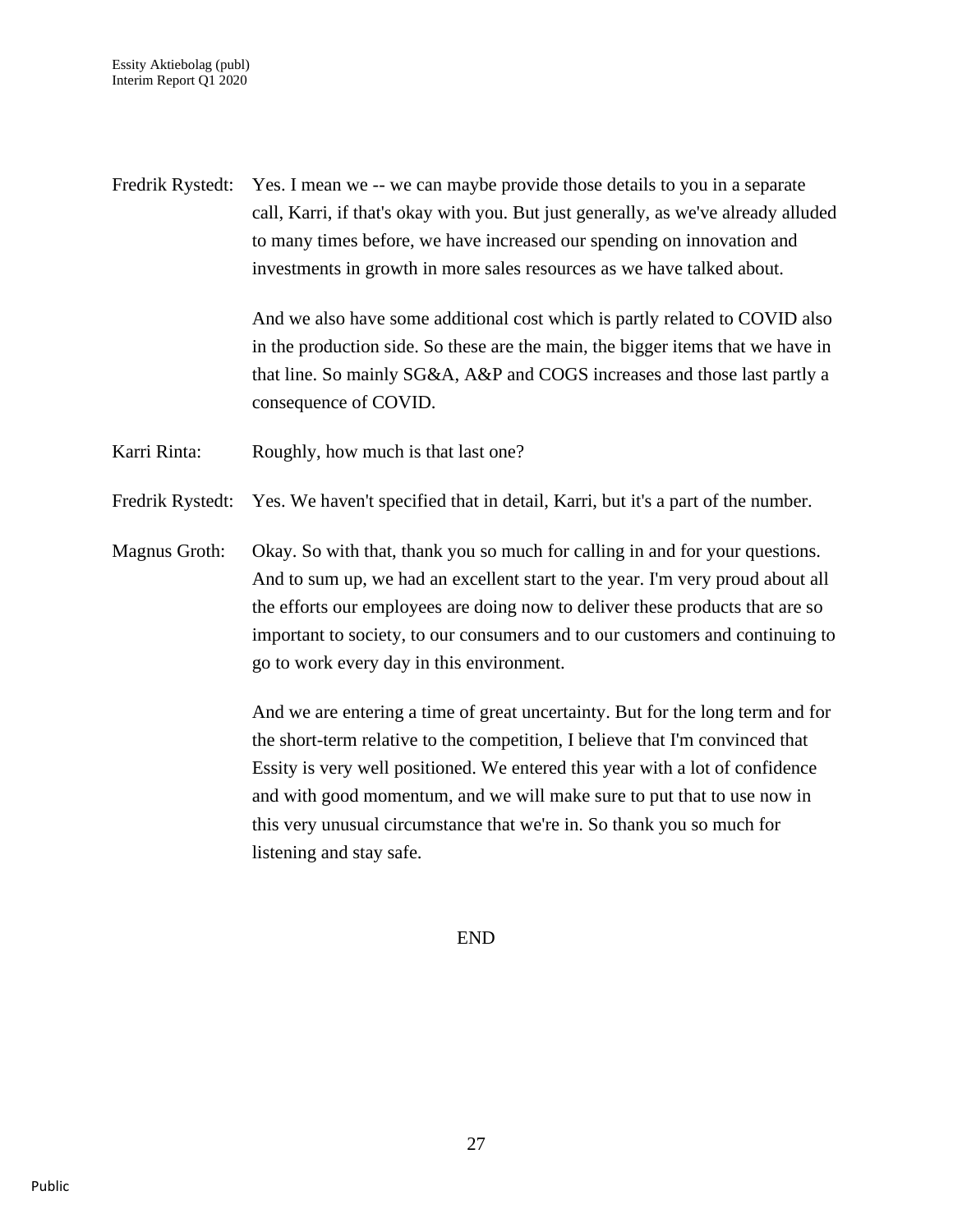Fredrik Rystedt: Yes. I mean we -- we can maybe provide those details to you in a separate call, Karri, if that's okay with you. But just generally, as we've already alluded to many times before, we have increased our spending on innovation and investments in growth in more sales resources as we have talked about.

And we also have some additional cost which is partly related to COVID also in the production side. So these are the main, the bigger items that we have in that line. So mainly SG&A, A&P and COGS increases and those last partly a consequence of COVID.

Karri Rinta: Roughly, how much is that last one?

Fredrik Rystedt: Yes. We haven't specified that in detail, Karri, but it's a part of the number.

Magnus Groth: Okay. So with that, thank you so much for calling in and for your questions. And to sum up, we had an excellent start to the year. I'm very proud about all the efforts our employees are doing now to deliver these products that are so important to society, to our consumers and to our customers and continuing to go to work every day in this environment.

And we are entering a time of great uncertainty. But for the long term and for the short-term relative to the competition, I believe that I'm convinced that Essity is very well positioned. We entered this year with a lot of confidence and with good momentum, and we will make sure to put that to use now in this very unusual circumstance that we're in. So thank you so much for listening and stay safe.

END